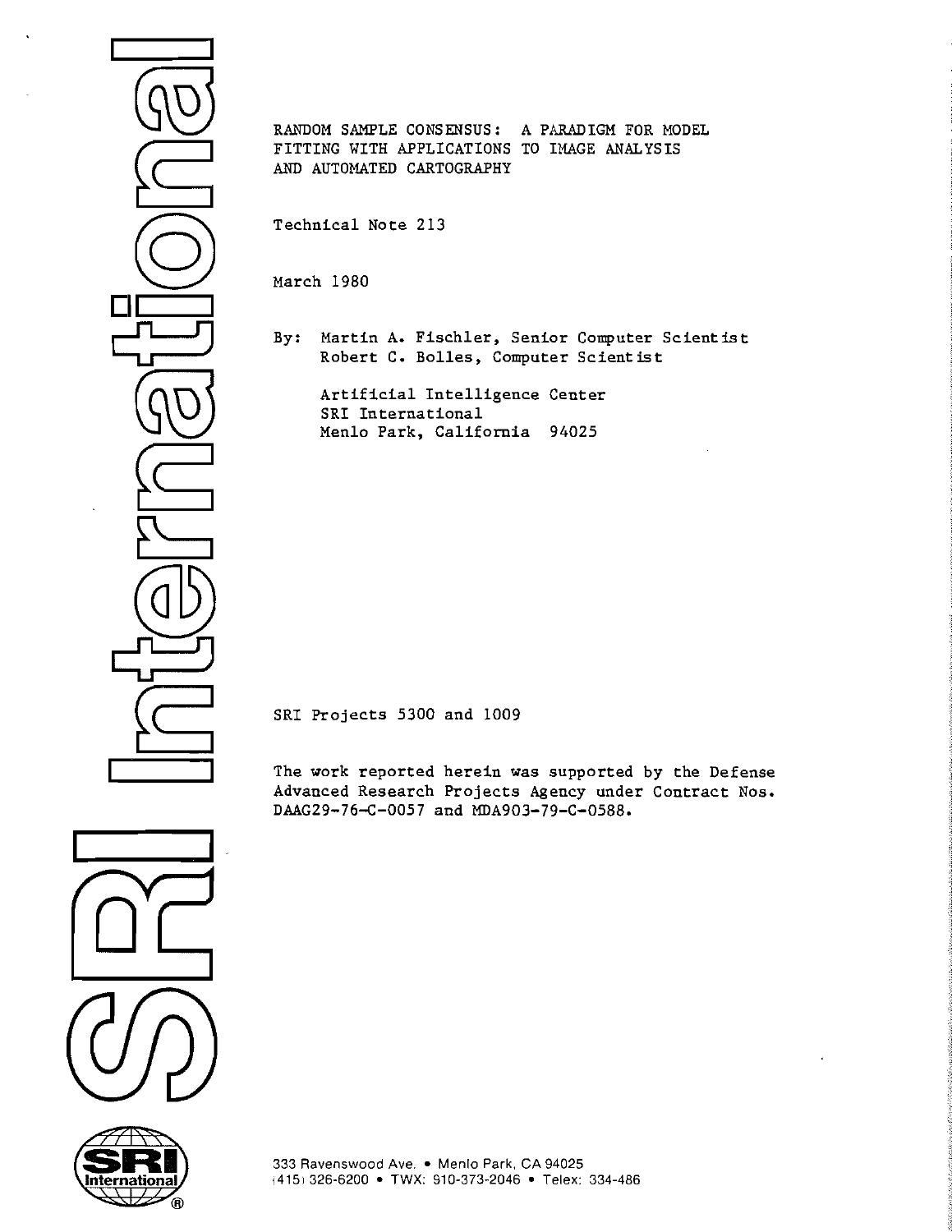# RANDOM SAMPLE CONSENSUS: A PARADIGM FOR MODEL FITTING WITH APPLICATIONS TO IMAGE ANALYSIS AND AUTOMATED CARTOGRAPHY

Technical Note 213

March 1980

By: Martin A. Fischler, Senior Computer Scientist
Robert C. Bolles, Computer Scientist

Artificial Intelligence Center
SRI International
Menlo Park, California 94025

SRI Projects 5300 and 1009

The work reported herein was supported by the Defense Advanced Research Projects Agency under Contract Nos. DAAG29-76-C-0057 and MDA903-79-C-0588.

SRI International

333 Ravenswood Ave. • Menlo Park, CA 94025
(415) 326-6200 • TWX: 910-373-2046 • Telex: 334-486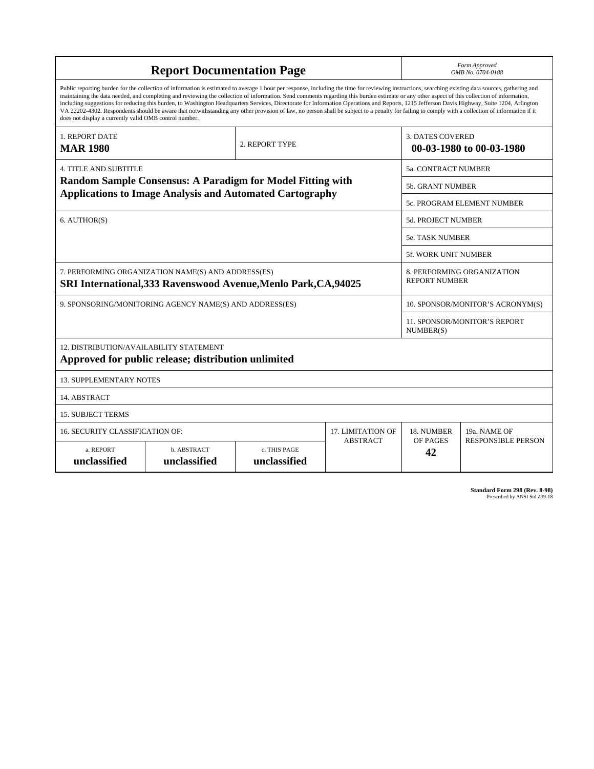# Report Documentation Page

*Form Approved*
*OMB No. 0704-0188*

Public reporting burden for the collection of information is estimated to average 1 hour per response, including the time for reviewing instructions, searching existing data sources, gathering and maintaining the data needed, and completing and reviewing the collection of information. Send comments regarding this burden estimate or any other aspect of this collection of information, including suggestions for reducing this burden, to Washington Headquarters Services, Directorate for Information Operations and Reports, 1215 Jefferson Davis Highway, Suite 1204, Arlington VA 22202-4302. Respondents should be aware that notwithstanding any other provision of law, no person shall be subject to a penalty for failing to comply with a collection of information if it does not display a currently valid OMB control number.

| 1. REPORT DATE | 2. REPORT TYPE | 3. DATES COVERED |
|---|---|---|
| **MAR 1980** | | **00-03-1980 to 00-03-1980** |

| 4. TITLE AND SUBTITLE | |
|---|---|
| **Random Sample Consensus: A Paradigm for Model Fitting with Applications to Image Analysis and Automated Cartography** | 5a. CONTRACT NUMBER |
| | 5b. GRANT NUMBER |
| | 5c. PROGRAM ELEMENT NUMBER |
| 6. AUTHOR(S) | 5d. PROJECT NUMBER |
| | 5e. TASK NUMBER |
| | 5f. WORK UNIT NUMBER |
| 7. PERFORMING ORGANIZATION NAME(S) AND ADDRESS(ES) **SRI International,333 Ravenswood Avenue,Menlo Park,CA,94025** | 8. PERFORMING ORGANIZATION REPORT NUMBER |
| 9. SPONSORING/MONITORING AGENCY NAME(S) AND ADDRESS(ES) | 10. SPONSOR/MONITOR'S ACRONYM(S) |
| | 11. SPONSOR/MONITOR'S REPORT NUMBER(S) |

12. DISTRIBUTION/AVAILABILITY STATEMENT
**Approved for public release; distribution unlimited**

13. SUPPLEMENTARY NOTES

14. ABSTRACT

15. SUBJECT TERMS

| 16. SECURITY CLASSIFICATION OF: | | | 17. LIMITATION OF ABSTRACT | 18. NUMBER OF PAGES | 19a. NAME OF RESPONSIBLE PERSON |
|---|---|---|---|---|---|
| a. REPORT **unclassified** | b. ABSTRACT **unclassified** | c. THIS PAGE **unclassified** | | **42** | |

**Standard Form 298 (Rev. 8-98)**
Prescribed by ANSI Std Z39-18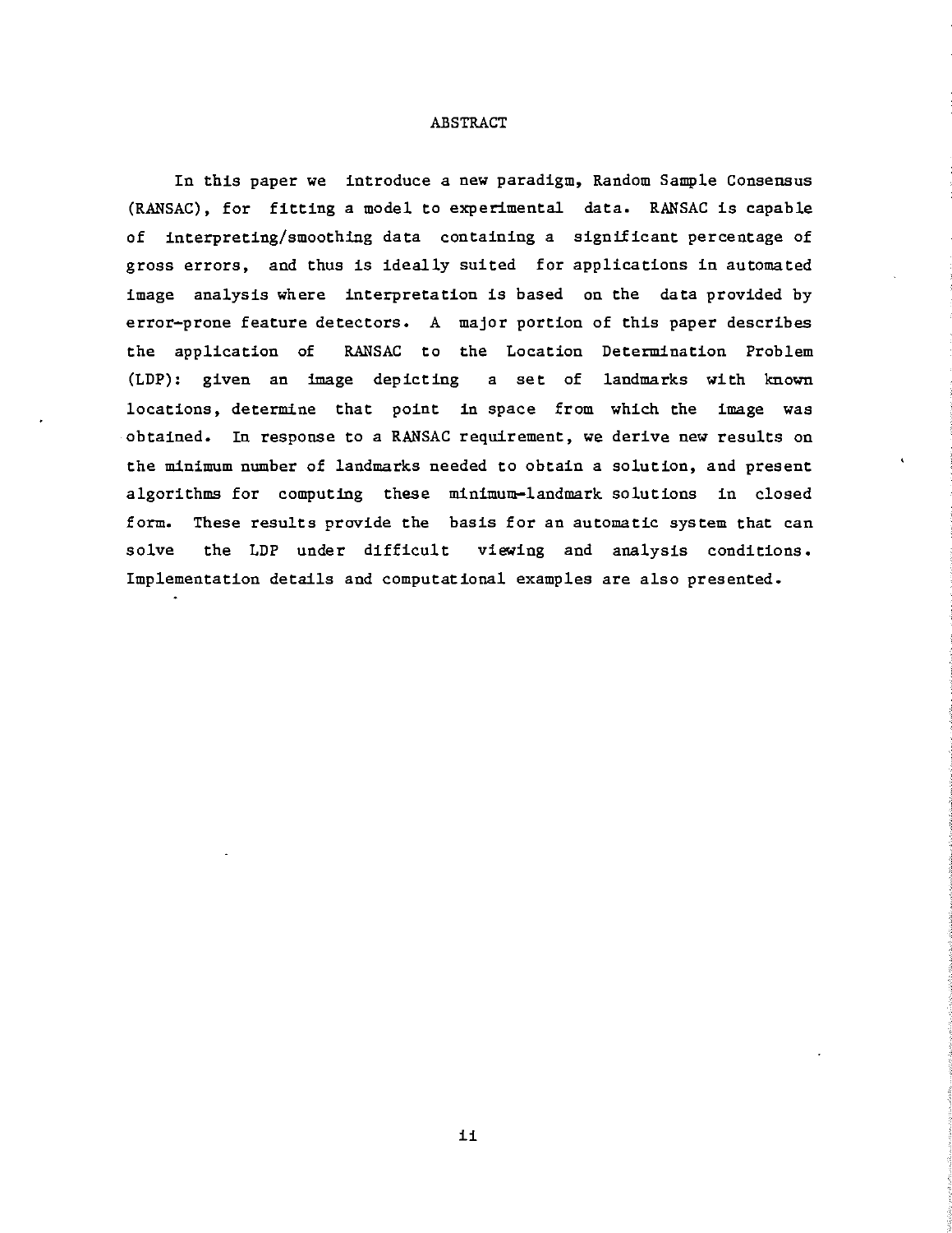## ABSTRACT

In this paper we introduce a new paradigm, Random Sample Consensus (RANSAC), for fitting a model to experimental data. RANSAC is capable of interpreting/smoothing data containing a significant percentage of gross errors, and thus is ideally suited for applications in automated image analysis where interpretation is based on the data provided by error-prone feature detectors. A major portion of this paper describes the application of RANSAC to the Location Determination Problem (LDP): given an image depicting a set of landmarks with known locations, determine that point in space from which the image was obtained. In response to a RANSAC requirement, we derive new results on the minimum number of landmarks needed to obtain a solution, and present algorithms for computing these minimum-landmark solutions in closed form. These results provide the basis for an automatic system that can solve the LDP under difficult viewing and analysis conditions. Implementation details and computational examples are also presented.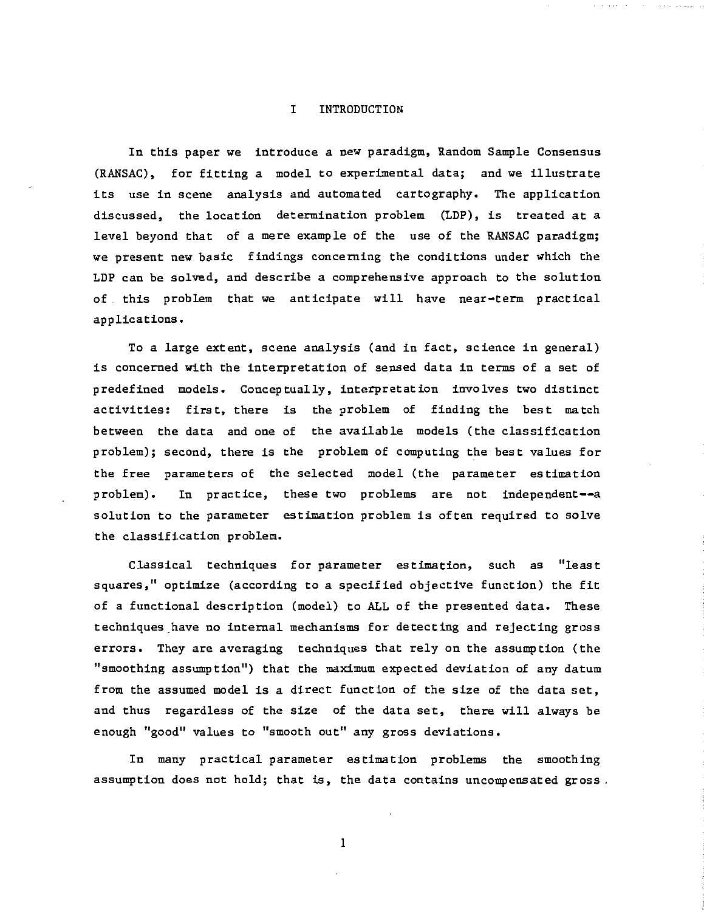# I INTRODUCTION

In this paper we introduce a new paradigm, Random Sample Consensus (RANSAC), for fitting a model to experimental data; and we illustrate its use in scene analysis and automated cartography. The application discussed, the location determination problem (LDP), is treated at a level beyond that of a mere example of the use of the RANSAC paradigm; we present new basic findings concerning the conditions under which the LDP can be solved, and describe a comprehensive approach to the solution of this problem that we anticipate will have near-term practical applications.

To a large extent, scene analysis (and in fact, science in general) is concerned with the interpretation of sensed data in terms of a set of predefined models. Conceptually, interpretation involves two distinct activities: first, there is the problem of finding the best match between the data and one of the available models (the classification problem); second, there is the problem of computing the best values for the free parameters of the selected model (the parameter estimation problem). In practice, these two problems are not independent--a solution to the parameter estimation problem is often required to solve the classification problem.

Classical techniques for parameter estimation, such as "least squares," optimize (according to a specified objective function) the fit of a functional description (model) to ALL of the presented data. These techniques have no internal mechanisms for detecting and rejecting gross errors. They are averaging techniques that rely on the assumption (the "smoothing assumption") that the maximum expected deviation of any datum from the assumed model is a direct function of the size of the data set, and thus regardless of the size of the data set, there will always be enough "good" values to "smooth out" any gross deviations.

In many practical parameter estimation problems the smoothing assumption does not hold; that is, the data contains uncompensated gross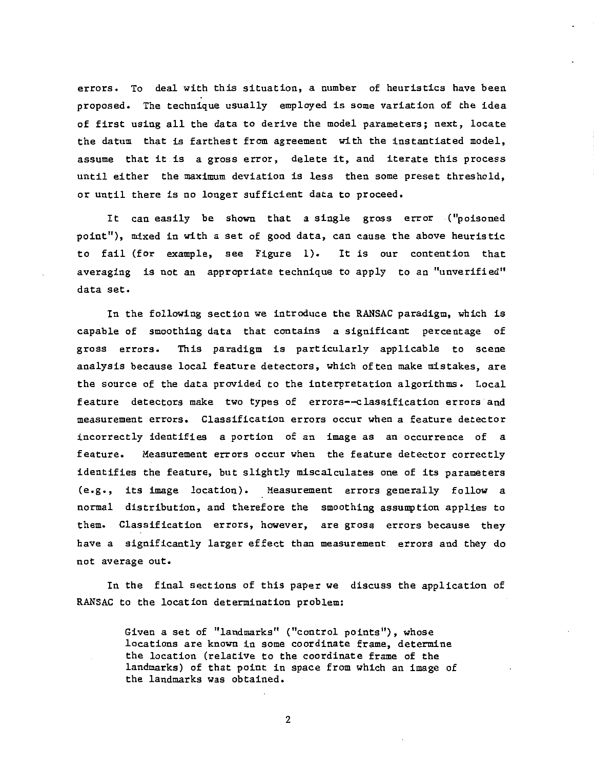errors. To deal with this situation, a number of heuristics have been proposed. The technique usually employed is some variation of the idea of first using all the data to derive the model parameters; next, locate the datum that is farthest from agreement with the instantiated model, assume that it is a gross error, delete it, and iterate this process until either the maximum deviation is less then some preset threshold, or until there is no longer sufficient data to proceed.

It can easily be shown that a single gross error ("poisoned point"), mixed in with a set of good data, can cause the above heuristic to fail (for example, see Figure 1). It is our contention that averaging is not an appropriate technique to apply to an "unverified" data set.

In the following section we introduce the RANSAC paradigm, which is capable of smoothing data that contains a significant percentage of gross errors. This paradigm is particularly applicable to scene analysis because local feature detectors, which often make mistakes, are the source of the data provided to the interpretation algorithms. Local feature detectors make two types of errors--classification errors and measurement errors. Classification errors occur when a feature detector incorrectly identifies a portion of an image as an occurrence of a feature. Measurement errors occur when the feature detector correctly identifies the feature, but slightly miscalculates one of its parameters (e.g., its image location). Measurement errors generally follow a normal distribution, and therefore the smoothing assumption applies to them. Classification errors, however, are gross errors because they have a significantly larger effect than measurement errors and they do not average out.

In the final sections of this paper we discuss the application of RANSAC to the location determination problem:

> Given a set of "landmarks" ("control points"), whose locations are known in some coordinate frame, determine the location (relative to the coordinate frame of the landmarks) of that point in space from which an image of the landmarks was obtained.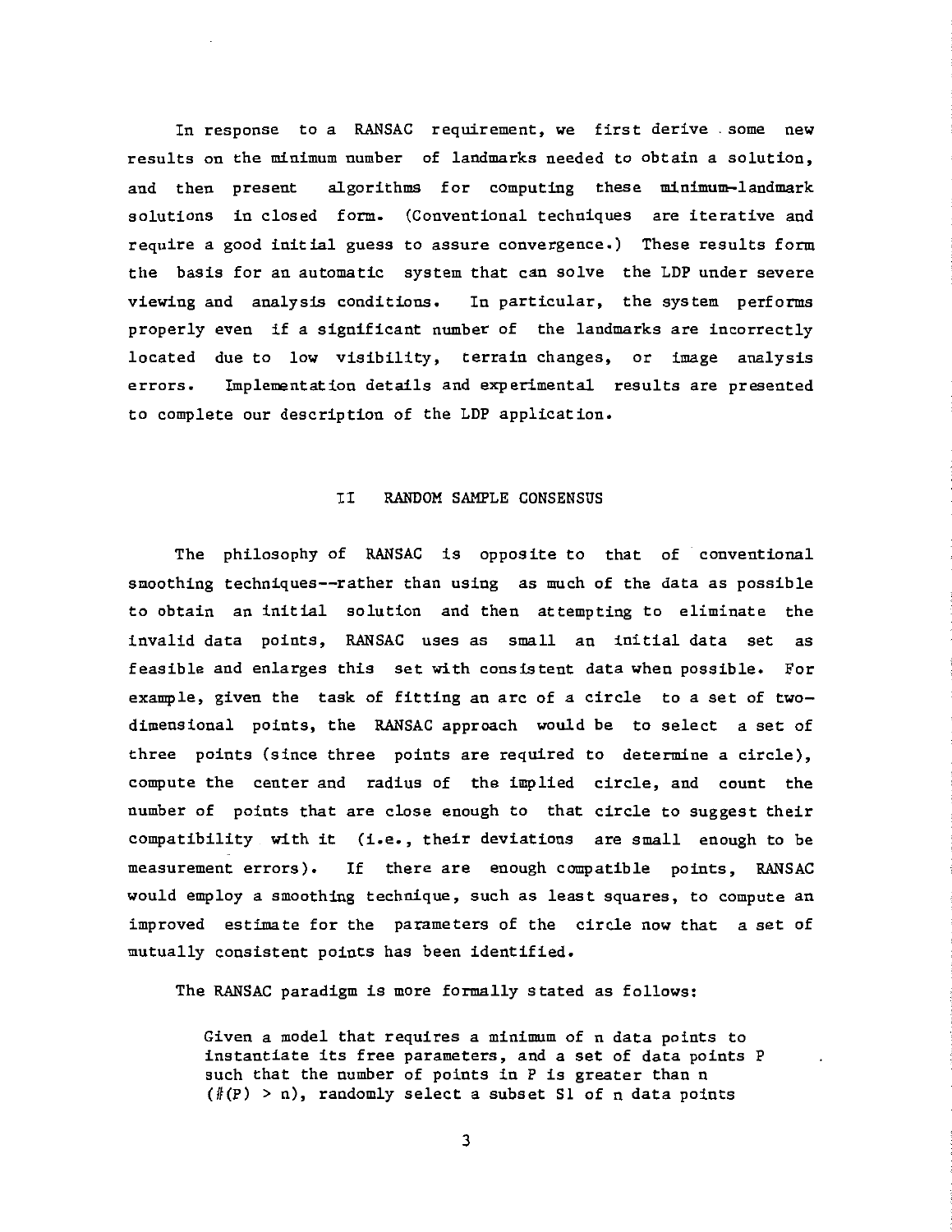In response to a RANSAC requirement, we first derive some new results on the minimum number of landmarks needed to obtain a solution, and then present algorithms for computing these minimum-landmark solutions in closed form. (Conventional techniques are iterative and require a good initial guess to assure convergence.) These results form the basis for an automatic system that can solve the LDP under severe viewing and analysis conditions. In particular, the system performs properly even if a significant number of the landmarks are incorrectly located due to low visibility, terrain changes, or image analysis errors. Implementation details and experimental results are presented to complete our description of the LDP application.

## II RANDOM SAMPLE CONSENSUS

The philosophy of RANSAC is opposite to that of conventional smoothing techniques--rather than using as much of the data as possible to obtain an initial solution and then attempting to eliminate the invalid data points, RANSAC uses as small an initial data set as feasible and enlarges this set with consistent data when possible. For example, given the task of fitting an arc of a circle to a set of two-dimensional points, the RANSAC approach would be to select a set of three points (since three points are required to determine a circle), compute the center and radius of the implied circle, and count the number of points that are close enough to that circle to suggest their compatibility with it (i.e., their deviations are small enough to be measurement errors). If there are enough compatible points, RANSAC would employ a smoothing technique, such as least squares, to compute an improved estimate for the parameters of the circle now that a set of mutually consistent points has been identified.

The RANSAC paradigm is more formally stated as follows:

> Given a model that requires a minimum of n data points to instantiate its free parameters, and a set of data points P such that the number of points in P is greater than n ($\#(P) > n$), randomly select a subset S1 of n data points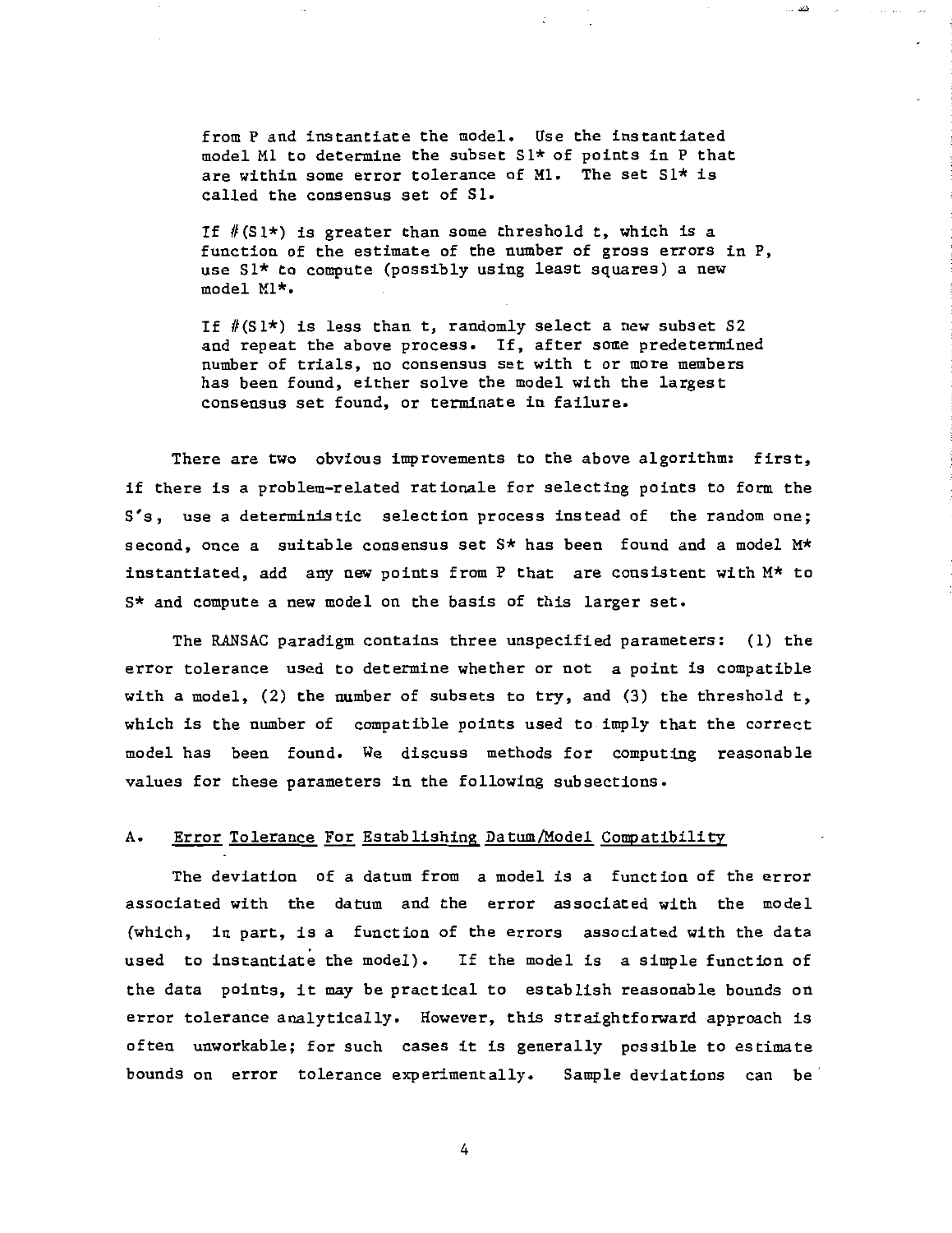from P and instantiate the model. Use the instantiated model M1 to determine the subset S1* of points in P that are within some error tolerance of M1. The set S1* is called the consensus set of S1.

If #(S1*) is greater than some threshold t, which is a function of the estimate of the number of gross errors in P, use S1* to compute (possibly using least squares) a new model M1*.

If #(S1*) is less than t, randomly select a new subset S2 and repeat the above process. If, after some predetermined number of trials, no consensus set with t or more members has been found, either solve the model with the largest consensus set found, or terminate in failure.

There are two obvious improvements to the above algorithm: first, if there is a problem-related rationale for selecting points to form the S's, use a deterministic selection process instead of the random one; second, once a suitable consensus set S* has been found and a model M* instantiated, add any new points from P that are consistent with M* to S* and compute a new model on the basis of this larger set.

The RANSAC paradigm contains three unspecified parameters: (1) the error tolerance used to determine whether or not a point is compatible with a model, (2) the number of subsets to try, and (3) the threshold t, which is the number of compatible points used to imply that the correct model has been found. We discuss methods for computing reasonable values for these parameters in the following subsections.

### A. Error Tolerance For Establishing Datum/Model Compatibility

The deviation of a datum from a model is a function of the error associated with the datum and the error associated with the model (which, in part, is a function of the errors associated with the data used to instantiate the model). If the model is a simple function of the data points, it may be practical to establish reasonable bounds on error tolerance analytically. However, this straightforward approach is often unworkable; for such cases it is generally possible to estimate bounds on error tolerance experimentally. Sample deviations can be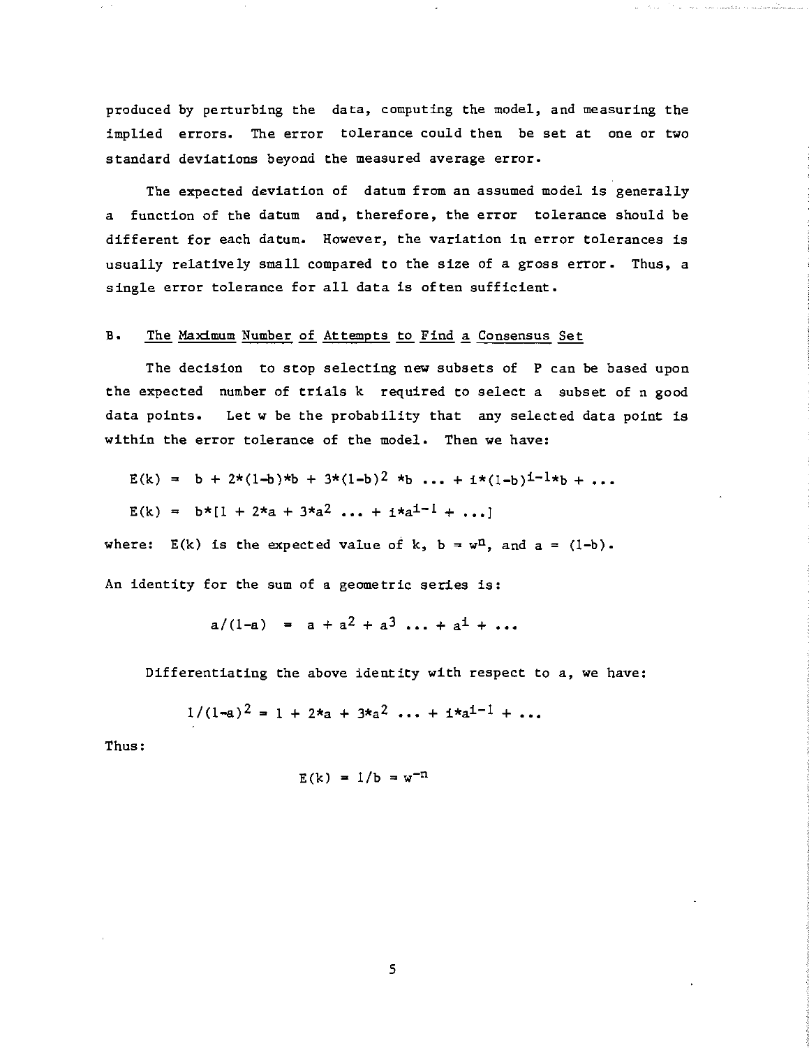produced by perturbing the data, computing the model, and measuring the implied errors. The error tolerance could then be set at one or two standard deviations beyond the measured average error.

The expected deviation of datum from an assumed model is generally a function of the datum and, therefore, the error tolerance should be different for each datum. However, the variation in error tolerances is usually relatively small compared to the size of a gross error. Thus, a single error tolerance for all data is often sufficient.

## B. The Maximum Number of Attempts to Find a Consensus Set

The decision to stop selecting new subsets of P can be based upon the expected number of trials k required to select a subset of n good data points. Let w be the probability that any selected data point is within the error tolerance of the model. Then we have:

$$E(k) = b + 2*(1-b)*b + 3*(1-b)^2 *b \dots + i*(1-b)^{i-1}*b + \dots$$

$$E(k) = b*[1 + 2*a + 3*a^2 \dots + i*a^{i-1} + \dots]$$

where: $E(k)$ is the expected value of k, $b = w^n$, and $a = (1-b)$.

An identity for the sum of a geometric series is:

$$a/(1-a) = a + a^2 + a^3 \dots + a^i + \dots$$

Differentiating the above identity with respect to a, we have:

$$1/(1-a)^2 = 1 + 2*a + 3*a^2 \dots + i*a^{i-1} + \dots$$

Thus:

$$E(k) = 1/b = w^{-n}$$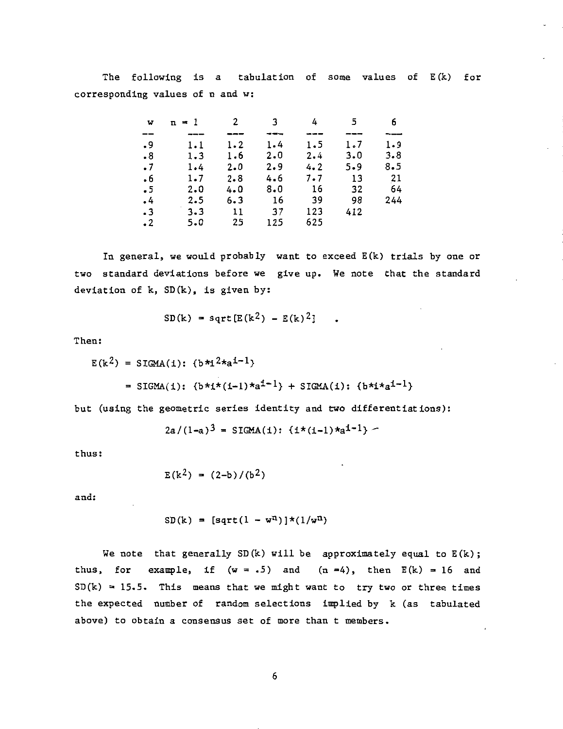The following is a tabulation of some values of $E(k)$ for corresponding values of n and w:

| w | n = 1 | 2 | 3 | 4 | 5 | 6 |
|---|---|---|---|---|---|---|
| .9 | 1.1 | 1.2 | 1.4 | 1.5 | 1.7 | 1.9 |
| .8 | 1.3 | 1.6 | 2.0 | 2.4 | 3.0 | 3.8 |
| .7 | 1.4 | 2.0 | 2.9 | 4.2 | 5.9 | 8.5 |
| .6 | 1.7 | 2.8 | 4.6 | 7.7 | 13 | 21 |
| .5 | 2.0 | 4.0 | 8.0 | 16 | 32 | 64 |
| .4 | 2.5 | 6.3 | 16 | 39 | 98 | 244 |
| .3 | 3.3 | 11 | 37 | 123 | 412 | |
| .2 | 5.0 | 25 | 125 | 625 | | |

In general, we would probably want to exceed $E(k)$ trials by one or two standard deviations before we give up. We note that the standard deviation of k, $SD(k)$, is given by:

$$SD(k) = sqrt[E(k^2) - E(k)^2] \quad .$$

Then:

$$E(k^2) = SIGMA(i): \{b*i^2*a^{i-1}\}$$

$$= SIGMA(i): \{b*i*(i-1)*a^{i-1}\} + SIGMA(i): \{b*i*a^{i-1}\}$$

but (using the geometric series identity and two differentiations):

$$2a/(1-a)^3 = SIGMA(i): \{i*(i-1)*a^{i-1}\}$$

thus:

$$E(k^2) = (2-b)/(b^2)$$

and:

$$SD(k) = [sqrt(1 - w^n)]*(1/w^n)$$

We note that generally $SD(k)$ will be approximately equal to $E(k)$; thus, for example, if $(w = .5)$ and $(n = 4)$, then $E(k) = 16$ and $SD(k) = 15.5$. This means that we might want to try two or three times the expected number of random selections implied by k (as tabulated above) to obtain a consensus set of more than t members.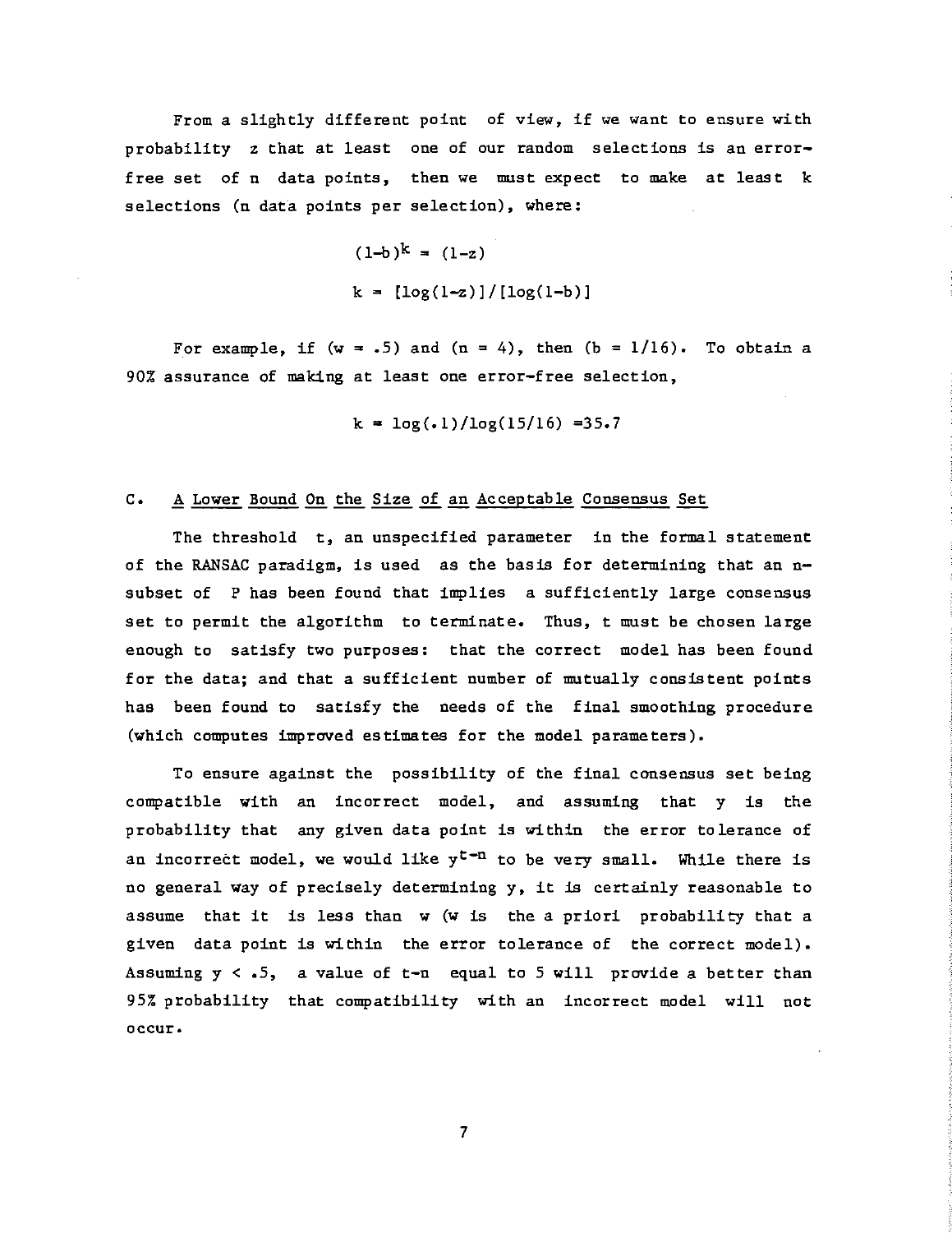From a slightly different point of view, if we want to ensure with probability $z$ that at least one of our random selections is an error-free set of $n$ data points, then we must expect to make at least $k$ selections ($n$ data points per selection), where:

$$(1-b)^k = (1-z)$$

$$k = [\log(1-z)]/[\log(1-b)]$$

For example, if ($w = .5$) and ($n = 4$), then ($b = 1/16$). To obtain a 90% assurance of making at least one error-free selection,

$$k = \log(.1)/\log(15/16) = 35.7$$

## C. A Lower Bound On the Size of an Acceptable Consensus Set

The threshold $t$, an unspecified parameter in the formal statement of the RANSAC paradigm, is used as the basis for determining that an $n$-subset of $P$ has been found that implies a sufficiently large consensus set to permit the algorithm to terminate. Thus, $t$ must be chosen large enough to satisfy two purposes: that the correct model has been found for the data; and that a sufficient number of mutually consistent points has been found to satisfy the needs of the final smoothing procedure (which computes improved estimates for the model parameters).

To ensure against the possibility of the final consensus set being compatible with an incorrect model, and assuming that $y$ is the probability that any given data point is within the error tolerance of an incorrect model, we would like $y^{t-n}$ to be very small. While there is no general way of precisely determining $y$, it is certainly reasonable to assume that it is less than $w$ ($w$ is the a priori probability that a given data point is within the error tolerance of the correct model). Assuming $y < .5$, a value of $t-n$ equal to 5 will provide a better than 95% probability that compatibility with an incorrect model will not occur.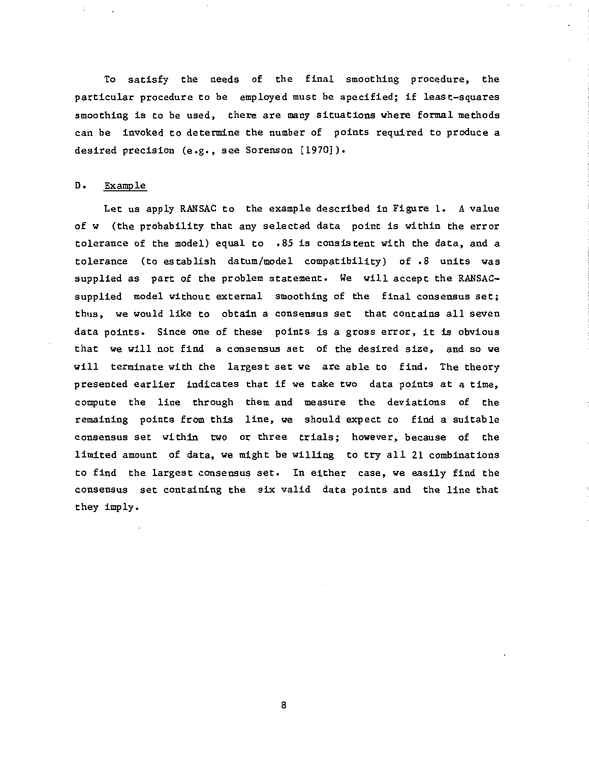To satisfy the needs of the final smoothing procedure, the particular procedure to be employed must be specified; if least-squares smoothing is to be used, there are many situations where formal methods can be invoked to determine the number of points required to produce a desired precision (e.g., see Sorenson [1970]).

### D. Example

Let us apply RANSAC to the example described in Figure 1. A value of w (the probability that any selected data point is within the error tolerance of the model) equal to .85 is consistent with the data, and a tolerance (to establish datum/model compatibility) of .8 units was supplied as part of the problem statement. We will accept the RANSAC-supplied model without external smoothing of the final consensus set; thus, we would like to obtain a consensus set that contains all seven data points. Since one of these points is a gross error, it is obvious that we will not find a consensus set of the desired size, and so we will terminate with the largest set we are able to find. The theory presented earlier indicates that if we take two data points at a time, compute the line through them and measure the deviations of the remaining points from this line, we should expect to find a suitable consensus set within two or three trials; however, because of the limited amount of data, we might be willing to try all 21 combinations to find the largest consensus set. In either case, we easily find the consensus set containing the six valid data points and the line that they imply.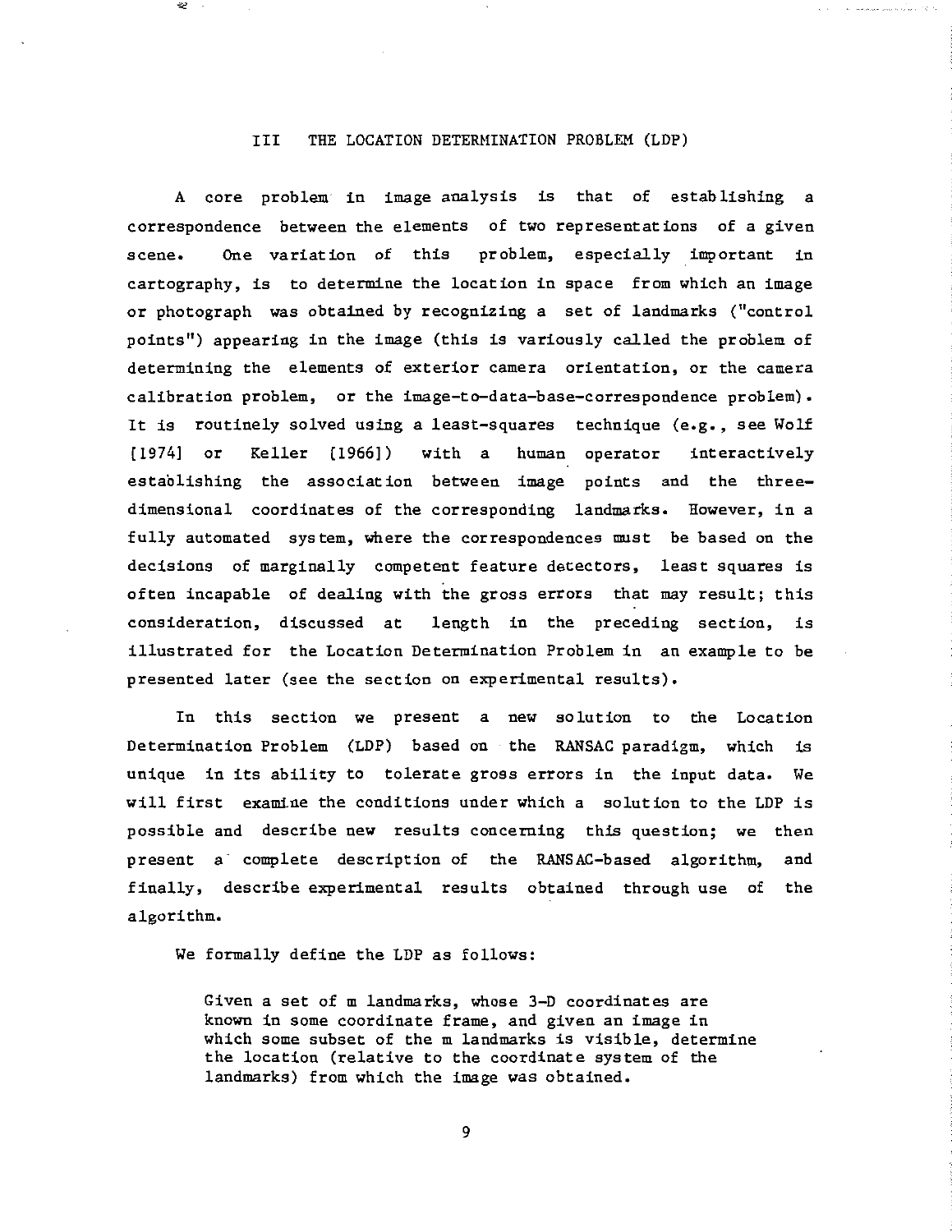## III THE LOCATION DETERMINATION PROBLEM (LDP)

A core problem in image analysis is that of establishing a correspondence between the elements of two representations of a given scene. One variation of this problem, especially important in cartography, is to determine the location in space from which an image or photograph was obtained by recognizing a set of landmarks ("control points") appearing in the image (this is variously called the problem of determining the elements of exterior camera orientation, or the camera calibration problem, or the image-to-data-base-correspondence problem). It is routinely solved using a least-squares technique (e.g., see Wolf [1974] or Keller [1966]) with a human operator interactively establishing the association between image points and the three-dimensional coordinates of the corresponding landmarks. However, in a fully automated system, where the correspondences must be based on the decisions of marginally competent feature detectors, least squares is often incapable of dealing with the gross errors that may result; this consideration, discussed at length in the preceding section, is illustrated for the Location Determination Problem in an example to be presented later (see the section on experimental results).

In this section we present a new solution to the Location Determination Problem (LDP) based on the RANSAC paradigm, which is unique in its ability to tolerate gross errors in the input data. We will first examine the conditions under which a solution to the LDP is possible and describe new results concerning this question; we then present a complete description of the RANSAC-based algorithm, and finally, describe experimental results obtained through use of the algorithm.

We formally define the LDP as follows:

> Given a set of m landmarks, whose 3-D coordinates are known in some coordinate frame, and given an image in which some subset of the m landmarks is visible, determine the location (relative to the coordinate system of the landmarks) from which the image was obtained.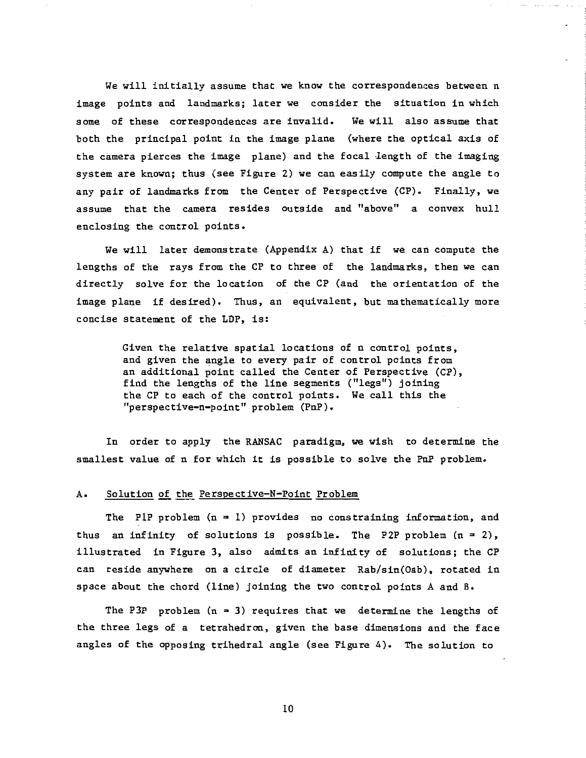We will initially assume that we know the correspondences between n image points and landmarks; later we consider the situation in which some of these correspondences are invalid. We will also assume that both the principal point in the image plane (where the optical axis of the camera pierces the image plane) and the focal length of the imaging system are known; thus (see Figure 2) we can easily compute the angle to any pair of landmarks from the Center of Perspective (CP). Finally, we assume that the camera resides outside and "above" a convex hull enclosing the control points.

We will later demonstrate (Appendix A) that if we can compute the lengths of the rays from the CP to three of the landmarks, then we can directly solve for the location of the CP (and the orientation of the image plane if desired). Thus, an equivalent, but mathematically more concise statement of the LDP, is:

> Given the relative spatial locations of n control points, and given the angle to every pair of control points from an additional point called the Center of Perspective (CP), find the lengths of the line segments ("legs") joining the CP to each of the control points. We call this the "perspective-n-point" problem (PnP).

In order to apply the RANSAC paradigm, we wish to determine the smallest value of n for which it is possible to solve the PnP problem.

## A. Solution of the Perspective-N-Point Problem

The P1P problem ($n = 1$) provides no constraining information, and thus an infinity of solutions is possible. The P2P problem ($n = 2$), illustrated in Figure 3, also admits an infinity of solutions; the CP can reside anywhere on a circle of diameter $R_{ab}/\sin(\Theta_{ab})$, rotated in space about the chord (line) joining the two control points A and B.

The P3P problem ($n = 3$) requires that we determine the lengths of the three legs of a tetrahedron, given the base dimensions and the face angles of the opposing trihedral angle (see Figure 4). The solution to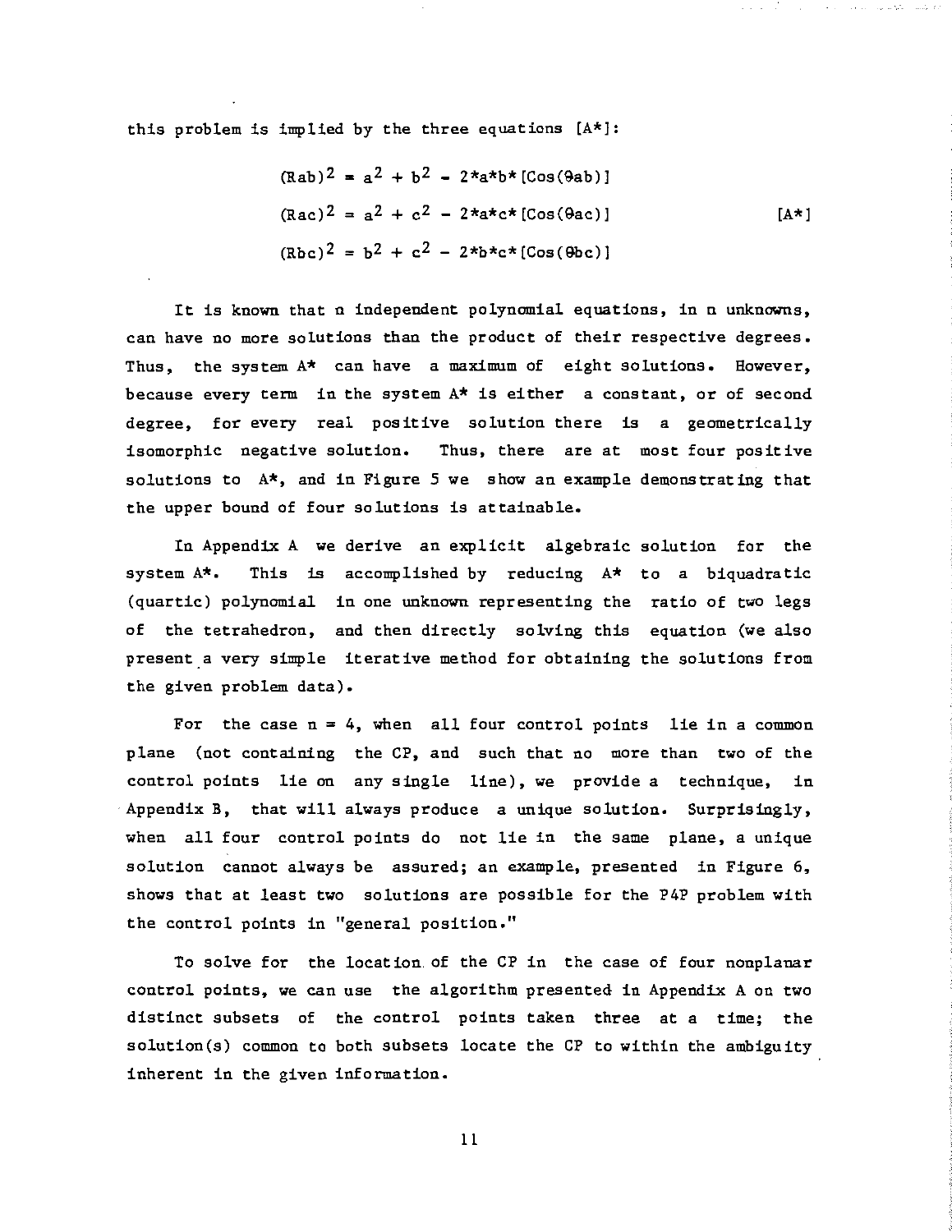this problem is implied by the three equations [A*]:

$$
\begin{aligned}
(Rab)^2 &= a^2 + b^2 - 2*a*b*[\mathrm{Cos}(\theta ab)] \\
(Rac)^2 &= a^2 + c^2 - 2*a*c*[\mathrm{Cos}(\theta ac)] \\
(Rbc)^2 &= b^2 + c^2 - 2*b*c*[\mathrm{Cos}(\theta bc)]
\end{aligned}
\qquad [A*]
$$

It is known that n independent polynomial equations, in n unknowns, can have no more solutions than the product of their respective degrees. Thus, the system A* can have a maximum of eight solutions. However, because every term in the system A* is either a constant, or of second degree, for every real positive solution there is a geometrically isomorphic negative solution. Thus, there are at most four positive solutions to A*, and in Figure 5 we show an example demonstrating that the upper bound of four solutions is attainable.

In Appendix A we derive an explicit algebraic solution for the system A*. This is accomplished by reducing A* to a biquadratic (quartic) polynomial in one unknown representing the ratio of two legs of the tetrahedron, and then directly solving this equation (we also present a very simple iterative method for obtaining the solutions from the given problem data).

For the case n = 4, when all four control points lie in a common plane (not containing the CP, and such that no more than two of the control points lie on any single line), we provide a technique, in Appendix B, that will always produce a unique solution. Surprisingly, when all four control points do not lie in the same plane, a unique solution cannot always be assured; an example, presented in Figure 6, shows that at least two solutions are possible for the P4P problem with the control points in "general position."

To solve for the location of the CP in the case of four nonplanar control points, we can use the algorithm presented in Appendix A on two distinct subsets of the control points taken three at a time; the solution(s) common to both subsets locate the CP to within the ambiguity inherent in the given information.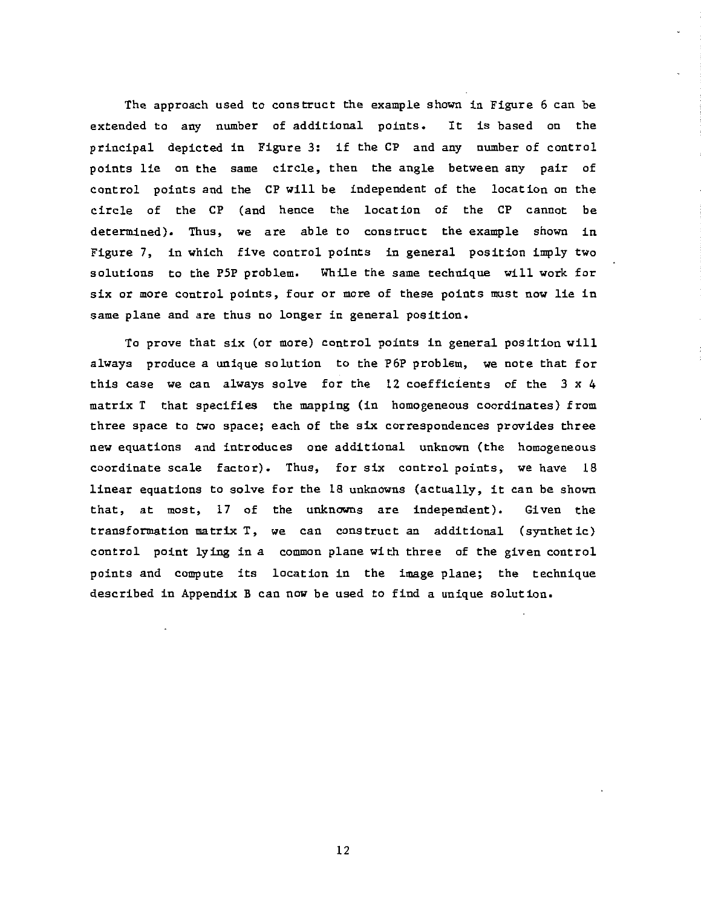The approach used to construct the example shown in Figure 6 can be extended to any number of additional points. It is based on the principal depicted in Figure 3: if the CP and any number of control points lie on the same circle, then the angle between any pair of control points and the CP will be independent of the location on the circle of the CP (and hence the location of the CP cannot be determined). Thus, we are able to construct the example shown in Figure 7, in which five control points in general position imply two solutions to the P5P problem. While the same technique will work for six or more control points, four or more of these points must now lie in same plane and are thus no longer in general position.

To prove that six (or more) control points in general position will always produce a unique solution to the P6P problem, we note that for this case we can always solve for the 12 coefficients of the 3 x 4 matrix T that specifies the mapping (in homogeneous coordinates) from three space to two space; each of the six correspondences provides three new equations and introduces one additional unknown (the homogeneous coordinate scale factor). Thus, for six control points, we have 18 linear equations to solve for the 18 unknowns (actually, it can be shown that, at most, 17 of the unknowns are independent). Given the transformation matrix T, we can construct an additional (synthetic) control point lying in a common plane with three of the given control points and compute its location in the image plane; the technique described in Appendix B can now be used to find a unique solution.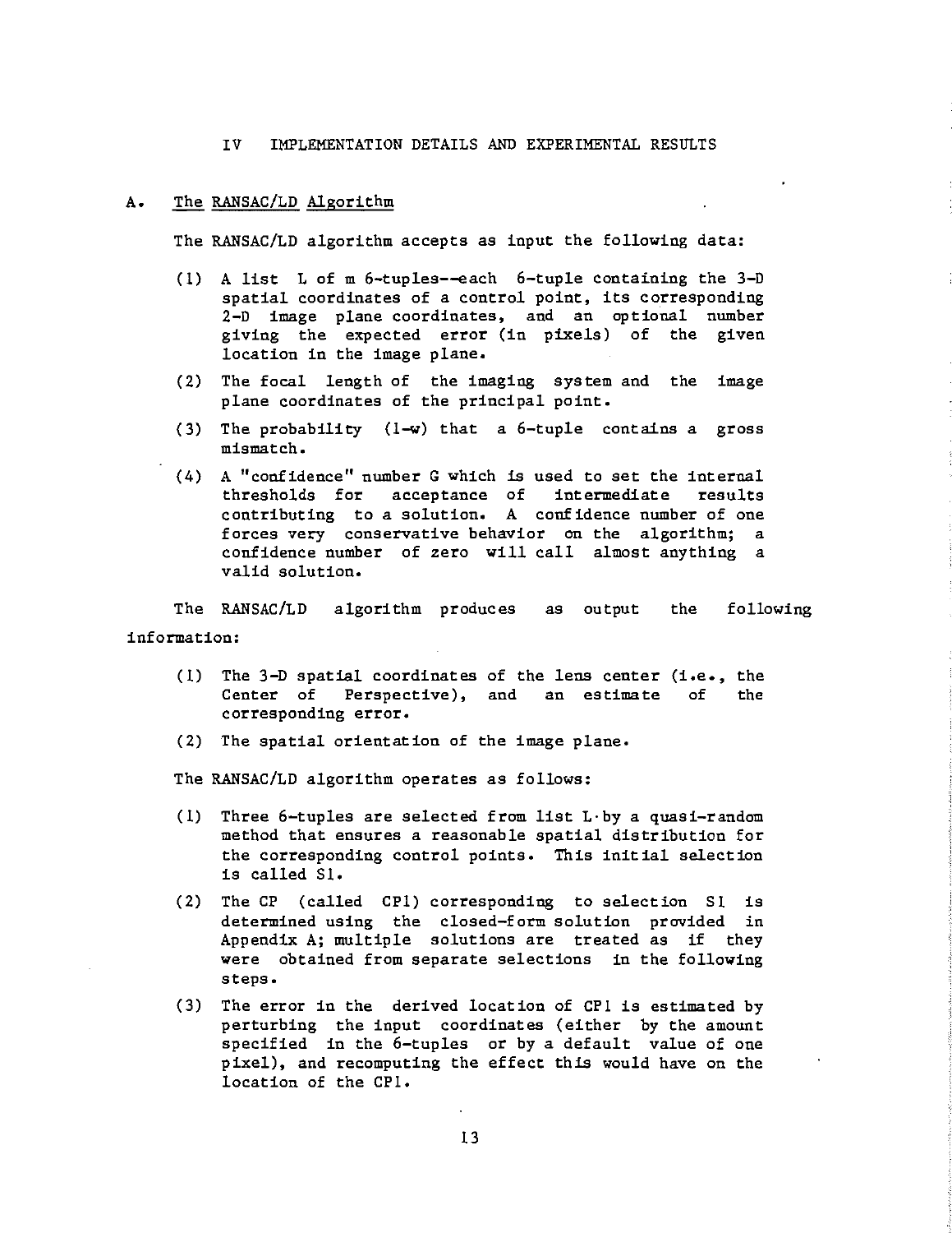# IV IMPLEMENTATION DETAILS AND EXPERIMENTAL RESULTS

## A. The RANSAC/LD Algorithm

The RANSAC/LD algorithm accepts as input the following data:

(1) A list L of m 6-tuples--each 6-tuple containing the 3-D spatial coordinates of a control point, its corresponding 2-D image plane coordinates, and an optional number giving the expected error (in pixels) of the given location in the image plane.

(2) The focal length of the imaging system and the image plane coordinates of the principal point.

(3) The probability (1-w) that a 6-tuple contains a gross mismatch.

(4) A "confidence" number G which is used to set the internal thresholds for acceptance of intermediate results contributing to a solution. A confidence number of one forces very conservative behavior on the algorithm; a confidence number of zero will call almost anything a valid solution.

The RANSAC/LD algorithm produces as output the following information:

(1) The 3-D spatial coordinates of the lens center (i.e., the Center of Perspective), and an estimate of the corresponding error.

(2) The spatial orientation of the image plane.

The RANSAC/LD algorithm operates as follows:

(1) Three 6-tuples are selected from list L by a quasi-random method that ensures a reasonable spatial distribution for the corresponding control points. This initial selection is called S1.

(2) The CP (called CP1) corresponding to selection S1 is determined using the closed-form solution provided in Appendix A; multiple solutions are treated as if they were obtained from separate selections in the following steps.

(3) The error in the derived location of CP1 is estimated by perturbing the input coordinates (either by the amount specified in the 6-tuples or by a default value of one pixel), and recomputing the effect this would have on the location of the CP1.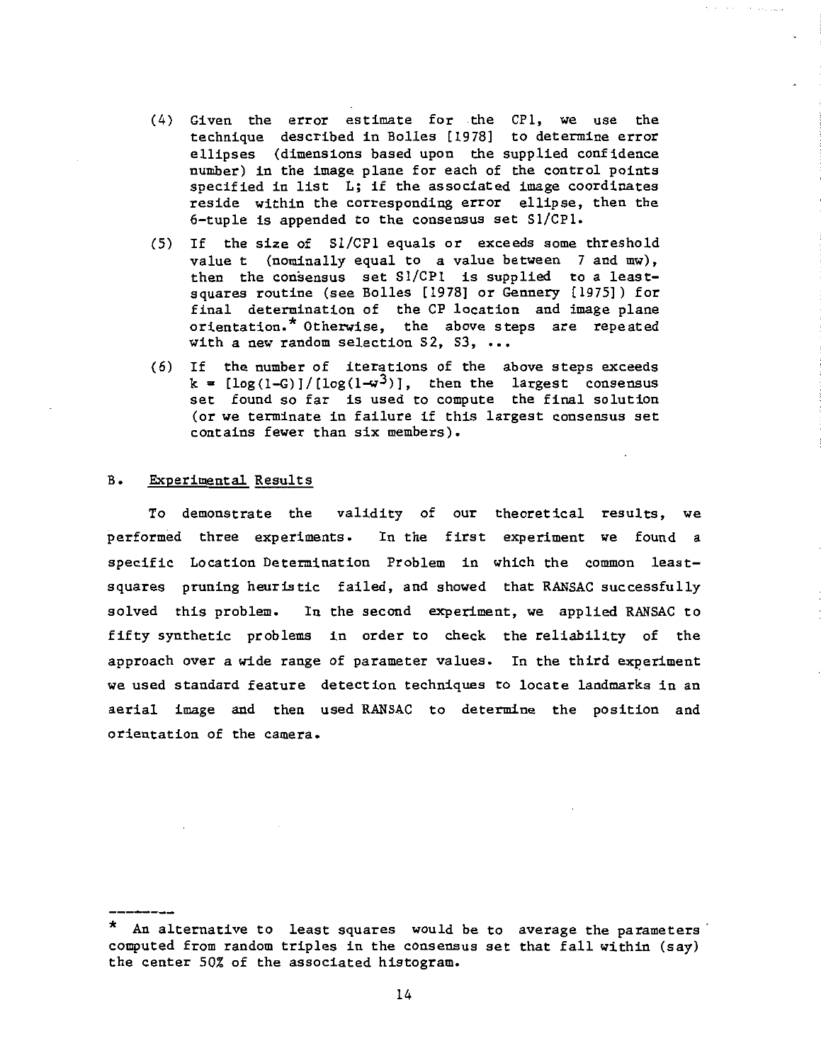(4) Given the error estimate for the CP1, we use the technique described in Bolles [1978] to determine error ellipses (dimensions based upon the supplied confidence number) in the image plane for each of the control points specified in list L; if the associated image coordinates reside within the corresponding error ellipse, then the 6-tuple is appended to the consensus set S1/CP1.

(5) If the size of S1/CP1 equals or exceeds some threshold value t (nominally equal to a value between 7 and mw), then the consensus set S1/CP1 is supplied to a least-squares routine (see Bolles [1978] or Gennery [1975]) for final determination of the CP location and image plane orientation.* Otherwise, the above steps are repeated with a new random selection S2, S3, ...

(6) If the number of iterations of the above steps exceeds $k = [\log(1-G)]/[\log(1-w^3)]$, then the largest consensus set found so far is used to compute the final solution (or we terminate in failure if this largest consensus set contains fewer than six members).

## B. Experimental Results

To demonstrate the validity of our theoretical results, we performed three experiments. In the first experiment we found a specific Location Determination Problem in which the common least-squares pruning heuristic failed, and showed that RANSAC successfully solved this problem. In the second experiment, we applied RANSAC to fifty synthetic problems in order to check the reliability of the approach over a wide range of parameter values. In the third experiment we used standard feature detection techniques to locate landmarks in an aerial image and then used RANSAC to determine the position and orientation of the camera.

---

\* An alternative to least squares would be to average the parameters computed from random triples in the consensus set that fall within (say) the center 50% of the associated histogram.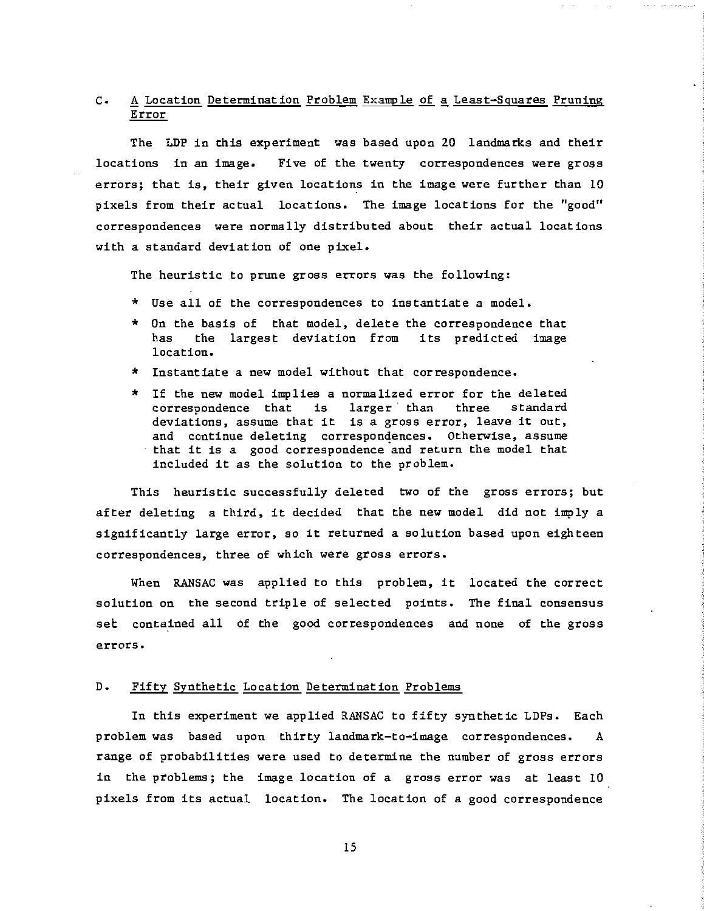### C. A Location Determination Problem Example of a Least-Squares Pruning Error

The LDP in this experiment was based upon 20 landmarks and their locations in an image. Five of the twenty correspondences were gross errors; that is, their given locations in the image were further than 10 pixels from their actual locations. The image locations for the "good" correspondences were normally distributed about their actual locations with a standard deviation of one pixel.

The heuristic to prune gross errors was the following:

* Use all of the correspondences to instantiate a model.
* On the basis of that model, delete the correspondence that has the largest deviation from its predicted image location.
* Instantiate a new model without that correspondence.
* If the new model implies a normalized error for the deleted correspondence that is larger than three standard deviations, assume that it is a gross error, leave it out, and continue deleting correspondences. Otherwise, assume that it is a good correspondence and return the model that included it as the solution to the problem.

This heuristic successfully deleted two of the gross errors; but after deleting a third, it decided that the new model did not imply a significantly large error, so it returned a solution based upon eighteen correspondences, three of which were gross errors.

When RANSAC was applied to this problem, it located the correct solution on the second triple of selected points. The final consensus set contained all of the good correspondences and none of the gross errors.

### D. Fifty Synthetic Location Determination Problems

In this experiment we applied RANSAC to fifty synthetic LDPs. Each problem was based upon thirty landmark-to-image correspondences. A range of probabilities were used to determine the number of gross errors in the problems; the image location of a gross error was at least 10 pixels from its actual location. The location of a good correspondence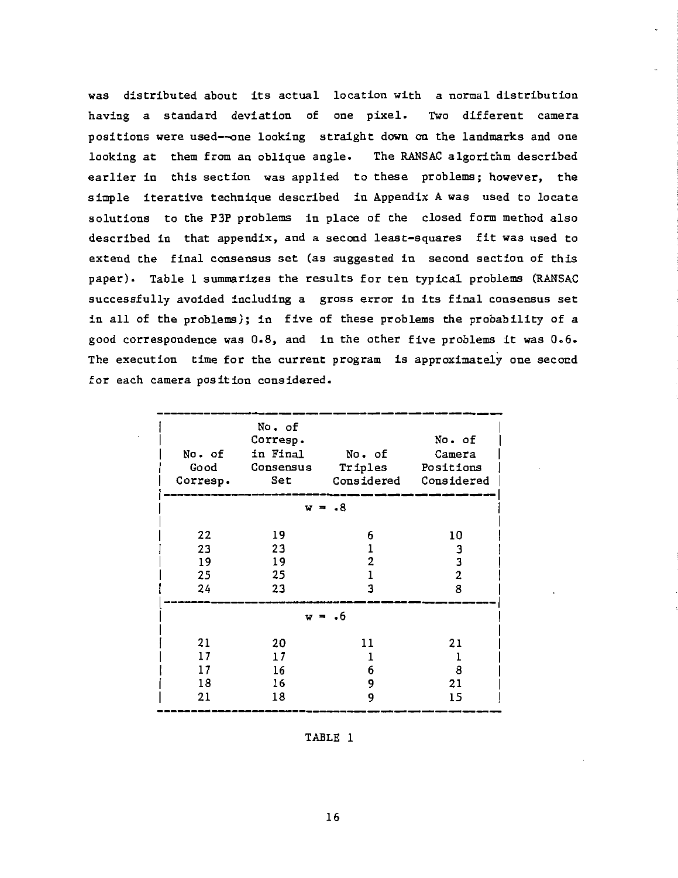was distributed about its actual location with a normal distribution having a standard deviation of one pixel. Two different camera positions were used--one looking straight down on the landmarks and one looking at them from an oblique angle. The RANSAC algorithm described earlier in this section was applied to these problems; however, the simple iterative technique described in Appendix A was used to locate solutions to the P3P problems in place of the closed form method also described in that appendix, and a second least-squares fit was used to extend the final consensus set (as suggested in second section of this paper). Table 1 summarizes the results for ten typical problems (RANSAC successfully avoided including a gross error in its final consensus set in all of the problems); in five of these problems the probability of a good correspondence was 0.8, and in the other five problems it was 0.6. The execution time for the current program is approximately one second for each camera position considered.

| No. of Good Corresp. | No. of Corresp. in Final Consensus Set | No. of Triples Considered | No. of Camera Positions Considered |
|---|---|---|---|
| | $w = .8$ | | |
| 22 | 19 | 6 | 10 |
| 23 | 23 | 1 | 3 |
| 19 | 19 | 2 | 3 |
| 25 | 25 | 1 | 2 |
| 24 | 23 | 3 | 8 |
| | $w = .6$ | | |
| 21 | 20 | 11 | 21 |
| 17 | 17 | 1 | 1 |
| 17 | 16 | 6 | 8 |
| 18 | 16 | 9 | 21 |
| 21 | 18 | 9 | 15 |

TABLE 1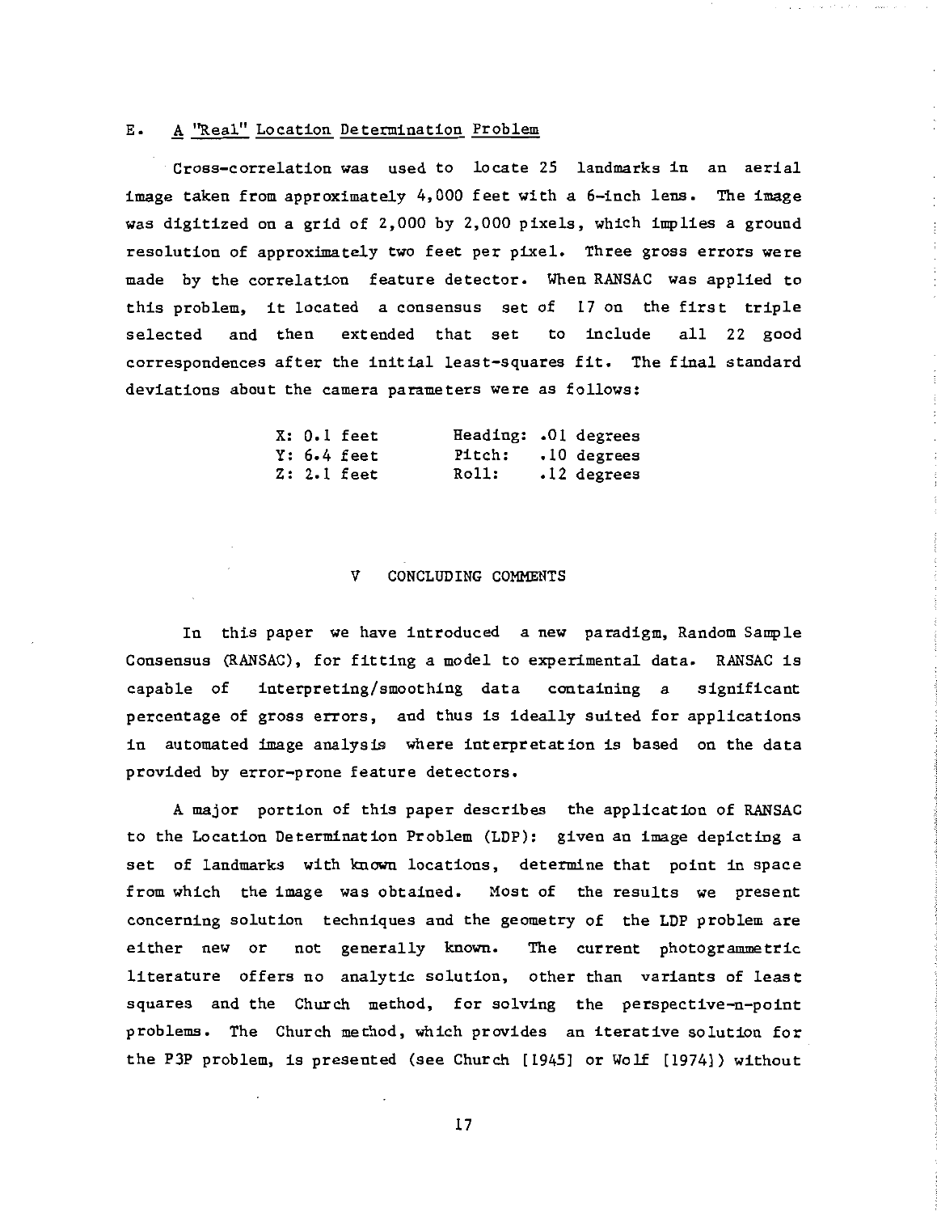### E. A "Real" Location Determination Problem

Cross-correlation was used to locate 25 landmarks in an aerial image taken from approximately 4,000 feet with a 6-inch lens. The image was digitized on a grid of 2,000 by 2,000 pixels, which implies a ground resolution of approximately two feet per pixel. Three gross errors were made by the correlation feature detector. When RANSAC was applied to this problem, it located a consensus set of 17 on the first triple selected and then extended that set to include all 22 good correspondences after the initial least-squares fit. The final standard deviations about the camera parameters were as follows:

| | |
|---|---|
| X: 0.1 feet | Heading: .01 degrees |
| Y: 6.4 feet | Pitch: .10 degrees |
| Z: 2.1 feet | Roll: .12 degrees |

## V CONCLUDING COMMENTS

In this paper we have introduced a new paradigm, Random Sample Consensus (RANSAC), for fitting a model to experimental data. RANSAC is capable of interpreting/smoothing data containing a significant percentage of gross errors, and thus is ideally suited for applications in automated image analysis where interpretation is based on the data provided by error-prone feature detectors.

A major portion of this paper describes the application of RANSAC to the Location Determination Problem (LDP): given an image depicting a set of landmarks with known locations, determine that point in space from which the image was obtained. Most of the results we present concerning solution techniques and the geometry of the LDP problem are either new or not generally known. The current photogrammetric literature offers no analytic solution, other than variants of least squares and the Church method, for solving the perspective-n-point problems. The Church method, which provides an iterative solution for the P3P problem, is presented (see Church [1945] or Wolf [1974]) without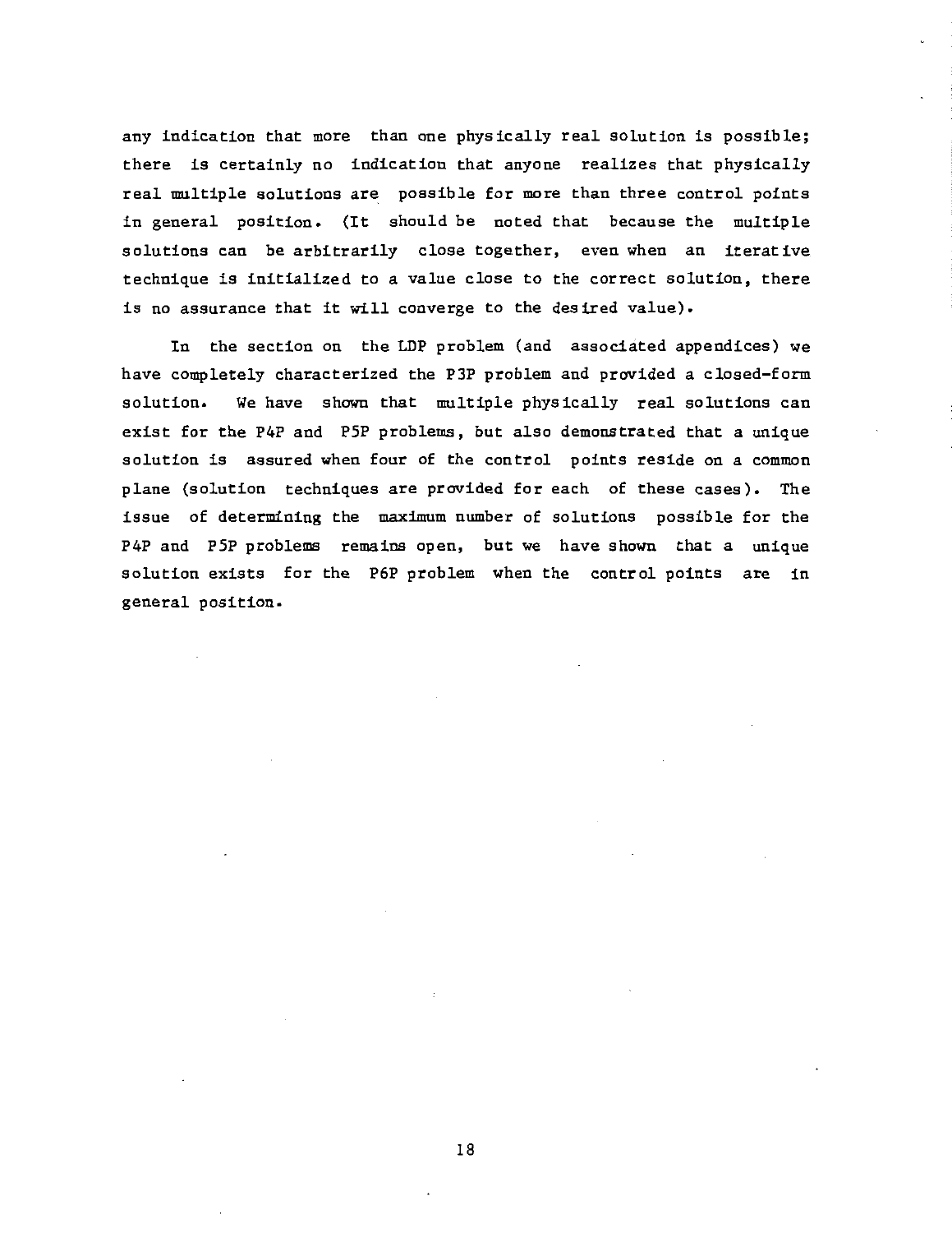any indication that more than one physically real solution is possible; there is certainly no indication that anyone realizes that physically real multiple solutions are possible for more than three control points in general position. (It should be noted that because the multiple solutions can be arbitrarily close together, even when an iterative technique is initialized to a value close to the correct solution, there is no assurance that it will converge to the desired value).

In the section on the LDP problem (and associated appendices) we have completely characterized the P3P problem and provided a closed-form solution. We have shown that multiple physically real solutions can exist for the P4P and P5P problems, but also demonstrated that a unique solution is assured when four of the control points reside on a common plane (solution techniques are provided for each of these cases). The issue of determining the maximum number of solutions possible for the P4P and P5P problems remains open, but we have shown that a unique solution exists for the P6P problem when the control points are in general position.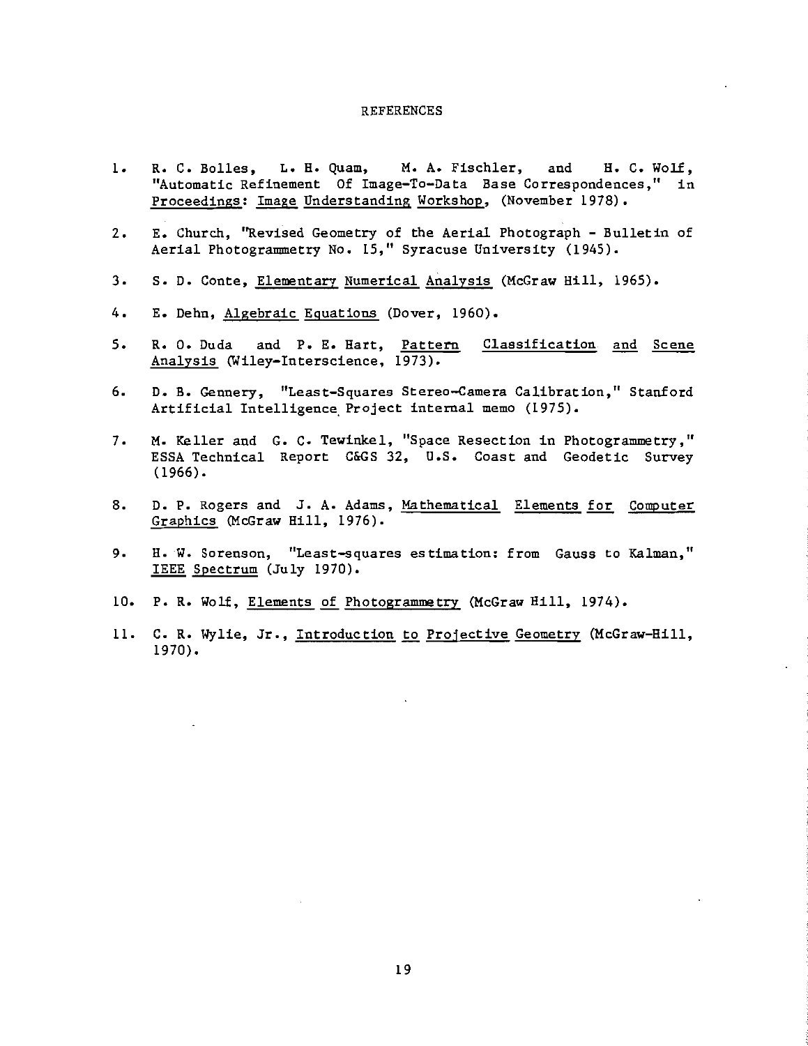# REFERENCES

1. R. C. Bolles, L. H. Quam, M. A. Fischler, and H. C. Wolf, "Automatic Refinement Of Image-To-Data Base Correspondences," in Proceedings: Image Understanding Workshop, (November 1978).

2. E. Church, "Revised Geometry of the Aerial Photograph - Bulletin of Aerial Photogrammetry No. 15," Syracuse University (1945).

3. S. D. Conte, Elementary Numerical Analysis (McGraw Hill, 1965).

4. E. Dehn, Algebraic Equations (Dover, 1960).

5. R. O. Duda and P. E. Hart, Pattern Classification and Scene Analysis (Wiley-Interscience, 1973).

6. D. B. Gennery, "Least-Squares Stereo-Camera Calibration," Stanford Artificial Intelligence Project internal memo (1975).

7. M. Keller and G. C. Tewinkel, "Space Resection in Photogrammetry," ESSA Technical Report C&GS 32, U.S. Coast and Geodetic Survey (1966).

8. D. P. Rogers and J. A. Adams, Mathematical Elements for Computer Graphics (McGraw Hill, 1976).

9. H. W. Sorenson, "Least-squares estimation: from Gauss to Kalman," IEEE Spectrum (July 1970).

10. P. R. Wolf, Elements of Photogrammetry (McGraw Hill, 1974).

11. C. R. Wylie, Jr., Introduction to Projective Geometry (McGraw-Hill, 1970).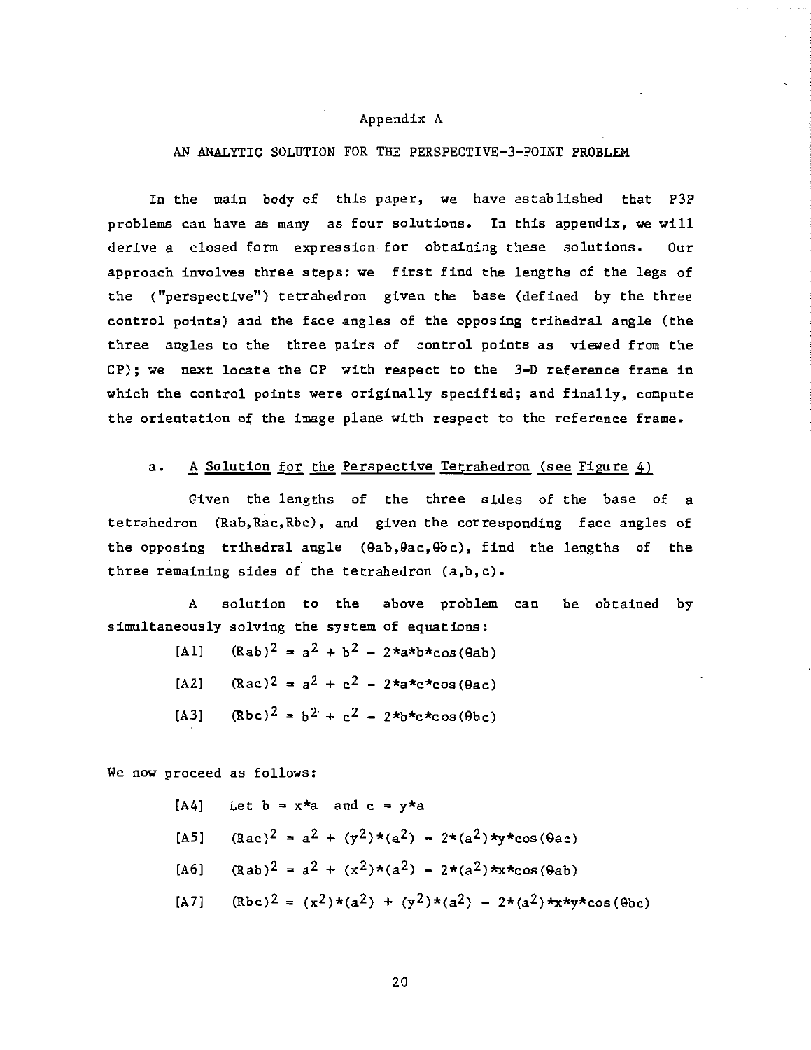# Appendix A

## AN ANALYTIC SOLUTION FOR THE PERSPECTIVE-3-POINT PROBLEM

In the main body of this paper, we have established that P3P problems can have as many as four solutions. In this appendix, we will derive a closed form expression for obtaining these solutions. Our approach involves three steps: we first find the lengths of the legs of the ("perspective") tetrahedron given the base (defined by the three control points) and the face angles of the opposing trihedral angle (the three angles to the three pairs of control points as viewed from the CP); we next locate the CP with respect to the 3-D reference frame in which the control points were originally specified; and finally, compute the orientation of the image plane with respect to the reference frame.

### a. A Solution for the Perspective Tetrahedron (see Figure 4)

Given the lengths of the three sides of the base of a tetrahedron (Rab,Rac,Rbc), and given the corresponding face angles of the opposing trihedral angle (θab,θac,θbc), find the lengths of the three remaining sides of the tetrahedron (a,b,c).

A solution to the above problem can be obtained by simultaneously solving the system of equations:

[A1] $(Rab)^2 = a^2 + b^2 - 2*a*b*\cos(\theta ab)$

[A2] $(Rac)^2 = a^2 + c^2 - 2*a*c*\cos(\theta ac)$

[A3] $(Rbc)^2 = b^2 + c^2 - 2*b*c*\cos(\theta bc)$

We now proceed as follows:

[A4] Let $b = x*a$ and $c = y*a$

[A5] $(Rac)^2 = a^2 + (y^2)*(a^2) - 2*(a^2)*y*\cos(\theta ac)$

[A6] $(Rab)^2 = a^2 + (x^2)*(a^2) - 2*(a^2)*x*\cos(\theta ab)$

[A7] $(Rbc)^2 = (x^2)*(a^2) + (y^2)*(a^2) - 2*(a^2)*x*y*\cos(\theta bc)$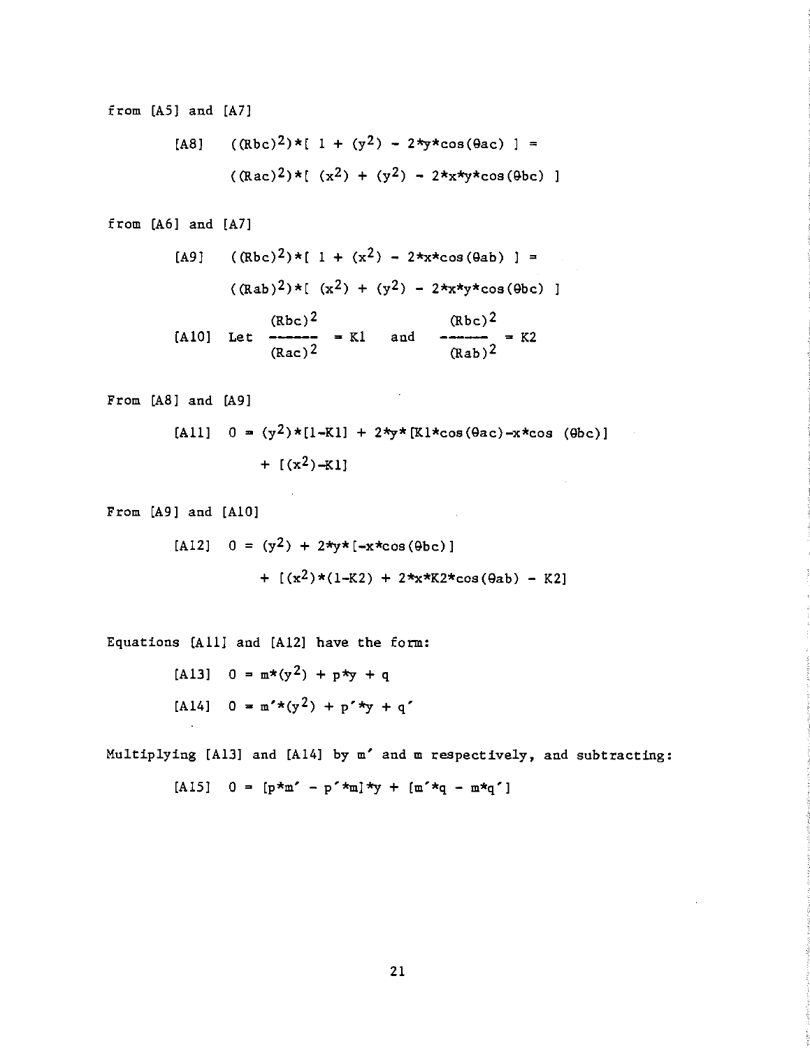from [A5] and [A7]

$$\text{[A8]} \quad ((Rbc)^2)*[\ 1 + (y^2) - 2*y*\cos(\theta ac)\ ] = ((Rac)^2)*[\ (x^2) + (y^2) - 2*x*y*\cos(\theta bc)\ ]$$

from [A6] and [A7]

$$\text{[A9]} \quad ((Rbc)^2)*[\ 1 + (x^2) - 2*x*\cos(\theta ab)\ ] = ((Rab)^2)*[\ (x^2) + (y^2) - 2*x*y*\cos(\theta bc)\ ]$$

$$\text{[A10]} \quad \text{Let} \quad \frac{(Rbc)^2}{(Rac)^2} = K1 \quad \text{and} \quad \frac{(Rbc)^2}{(Rab)^2} = K2$$

From [A8] and [A9]

$$\text{[A11]} \quad 0 = (y^2)*[1-K1] + 2*y*[K1*\cos(\theta ac)-x*\cos(\theta bc)] + [(x^2)-K1]$$

From [A9] and [A10]

$$\text{[A12]} \quad 0 = (y^2) + 2*y*[-x*\cos(\theta bc)] + [(x^2)*(1-K2) + 2*x*K2*\cos(\theta ab) - K2]$$

Equations [A11] and [A12] have the form:

$$\text{[A13]} \quad 0 = m*(y^2) + p*y + q$$

$$\text{[A14]} \quad 0 = m'*(y^2) + p'*y + q'$$

Multiplying [A13] and [A14] by m′ and m respectively, and subtracting:

$$\text{[A15]} \quad 0 = [p*m' - p'*m]*y + [m'*q - m*q']$$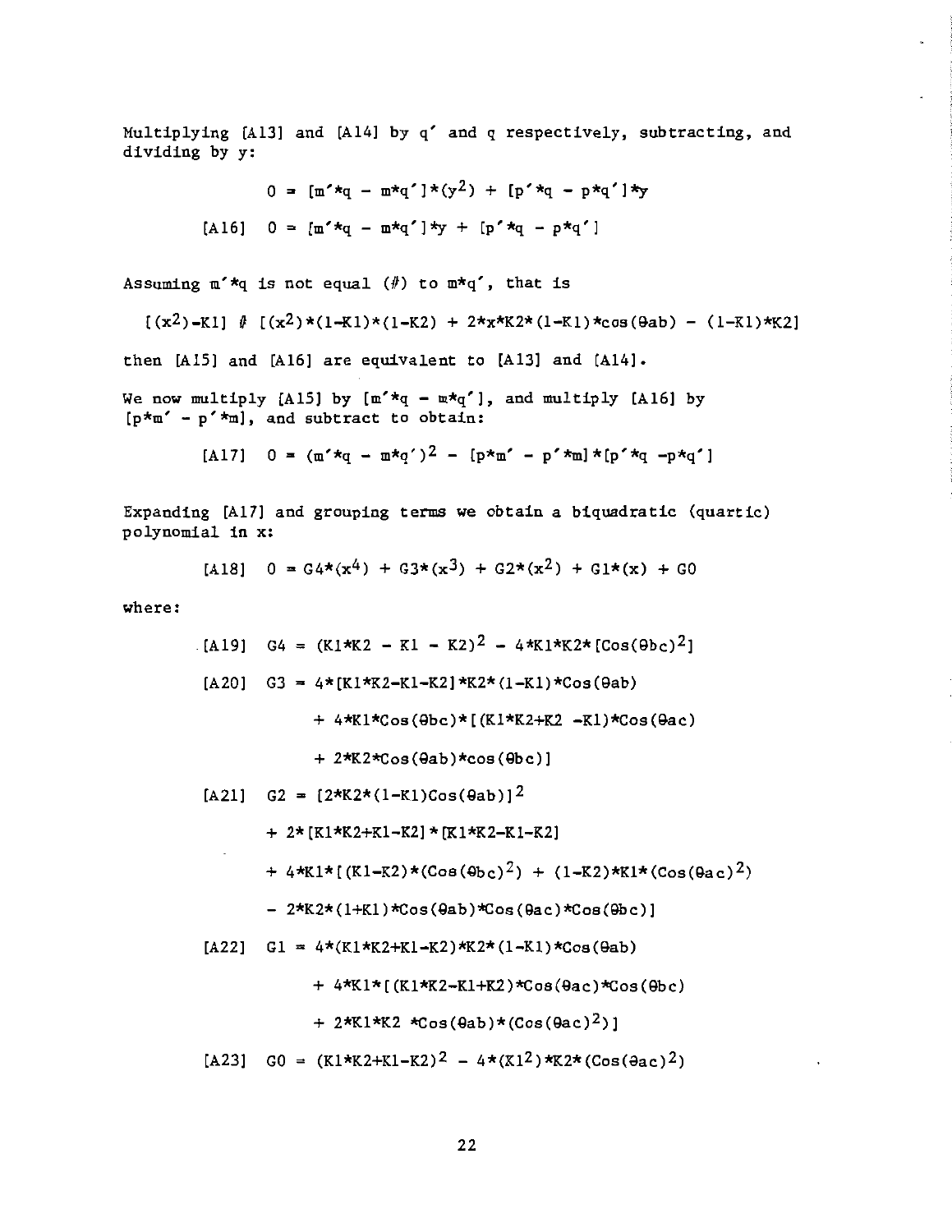Multiplying [A13] and [A14] by $q'$ and $q$ respectively, subtracting, and dividing by $y$:

$$0 = [m'*q - m*q']*(y^2) + [p'*q - p*q']*y$$

$$\text{[A16]} \quad 0 = [m'*q - m*q']*y + [p'*q - p*q']$$

Assuming $m'*q$ is not equal ($\neq$) to $m*q'$, that is

$$[(x^2)-K1] \neq [(x^2)*(1-K1)*(1-K2) + 2*x*K2*(1-K1)*\cos(\theta ab) - (1-K1)*K2]$$

then [A15] and [A16] are equivalent to [A13] and [A14].

We now multiply [A15] by $[m'*q - m*q']$, and multiply [A16] by $[p*m' - p'*m]$, and subtract to obtain:

$$\text{[A17]} \quad 0 = (m'*q - m*q')^2 - [p*m' - p'*m]*[p'*q - p*q']$$

Expanding [A17] and grouping terms we obtain a biquadratic (quartic) polynomial in x:

$$\text{[A18]} \quad 0 = G4*(x^4) + G3*(x^3) + G2*(x^2) + G1*(x) + G0$$

where:

$$\text{[A19]} \quad G4 = (K1*K2 - K1 - K2)^2 - 4*K1*K2*[\cos(\theta bc)^2]$$

$$\begin{aligned}
\text{[A20]} \quad G3 = {} & 4*[K1*K2-K1-K2]*K2*(1-K1)*\cos(\theta ab) \\
& + 4*K1*\cos(\theta bc)*[(K1*K2+K2-K1)*\cos(\theta ac) \\
& + 2*K2*\cos(\theta ab)*\cos(\theta bc)]
\end{aligned}$$

$$\begin{aligned}
\text{[A21]} \quad G2 = {} & [2*K2*(1-K1)\cos(\theta ab)]^2 \\
& + 2*[K1*K2+K1-K2]*[K1*K2-K1-K2] \\
& + 4*K1*[(K1-K2)*(\cos(\theta bc)^2) + (1-K2)*K1*(\cos(\theta ac)^2) \\
& - 2*K2*(1+K1)*\cos(\theta ab)*\cos(\theta ac)*\cos(\theta bc)]
\end{aligned}$$

$$\begin{aligned}
\text{[A22]} \quad G1 = {} & 4*(K1*K2+K1-K2)*K2*(1-K1)*\cos(\theta ab) \\
& + 4*K1*[(K1*K2-K1+K2)*\cos(\theta ac)*\cos(\theta bc) \\
& + 2*K1*K2*\cos(\theta ab)*(\cos(\theta ac)^2)]
\end{aligned}$$

$$\text{[A23]} \quad G0 = (K1*K2+K1-K2)^2 - 4*(K1^2)*K2*(\cos(\theta ac)^2)$$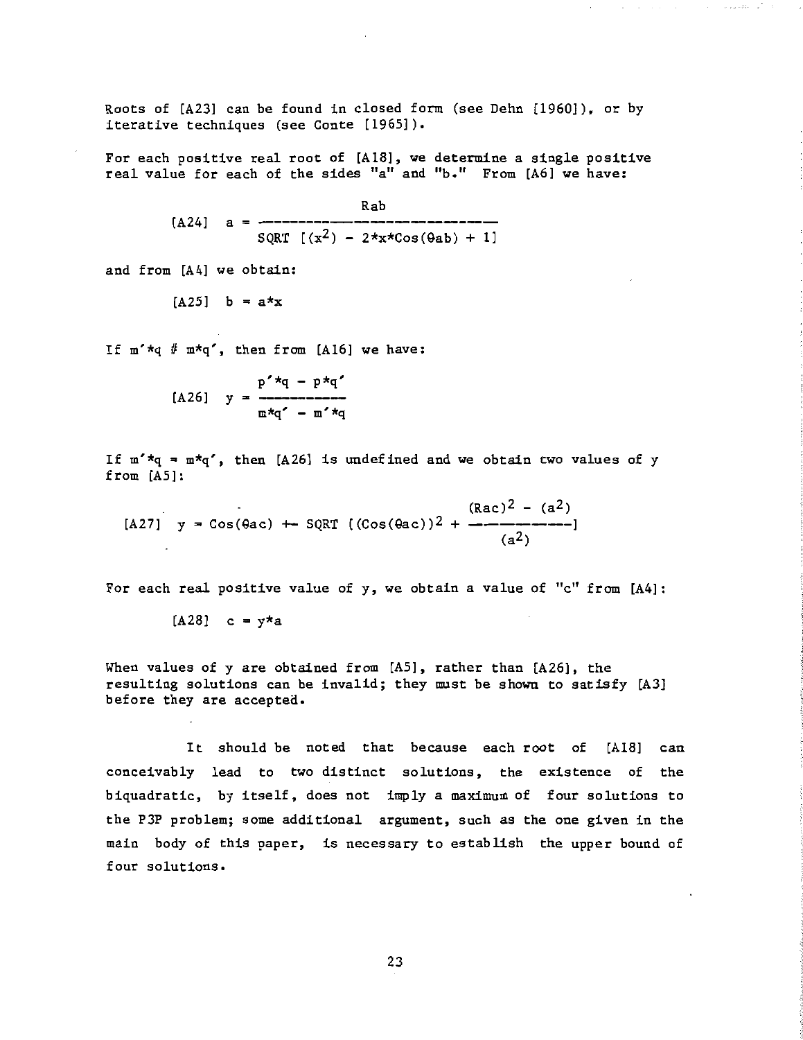Roots of [A23] can be found in closed form (see Dehn [1960]), or by iterative techniques (see Conte [1965]).

For each positive real root of [A18], we determine a single positive real value for each of the sides "a" and "b." From [A6] we have:

$$[A24] \quad a = \frac{R_{ab}}{\mathrm{SQRT}\ [(x^2) - 2 \cdot x \cdot \cos(\theta_{ab}) + 1]}$$

and from [A4] we obtain:

$$[A25] \quad b = a \cdot x$$

If $m' \cdot q \neq m \cdot q'$, then from [A16] we have:

$$[A26] \quad y = \frac{p' \cdot q - p \cdot q'}{m \cdot q' - m' \cdot q}$$

If $m' \cdot q = m \cdot q'$, then [A26] is undefined and we obtain two values of y from [A5]:

$$[A27] \quad y = \cos(\theta_{ac}) \pm \mathrm{SQRT}\ \left[(\cos(\theta_{ac}))^2 + \frac{(R_{ac})^2 - (a^2)}{(a^2)}\right]$$

For each real positive value of y, we obtain a value of "c" from [A4]:

$$[A28] \quad c = y \cdot a$$

When values of y are obtained from [A5], rather than [A26], the resulting solutions can be invalid; they must be shown to satisfy [A3] before they are accepted.

It should be noted that because each root of [A18] can conceivably lead to two distinct solutions, the existence of the biquadratic, by itself, does not imply a maximum of four solutions to the P3P problem; some additional argument, such as the one given in the main body of this paper, is necessary to establish the upper bound of four solutions.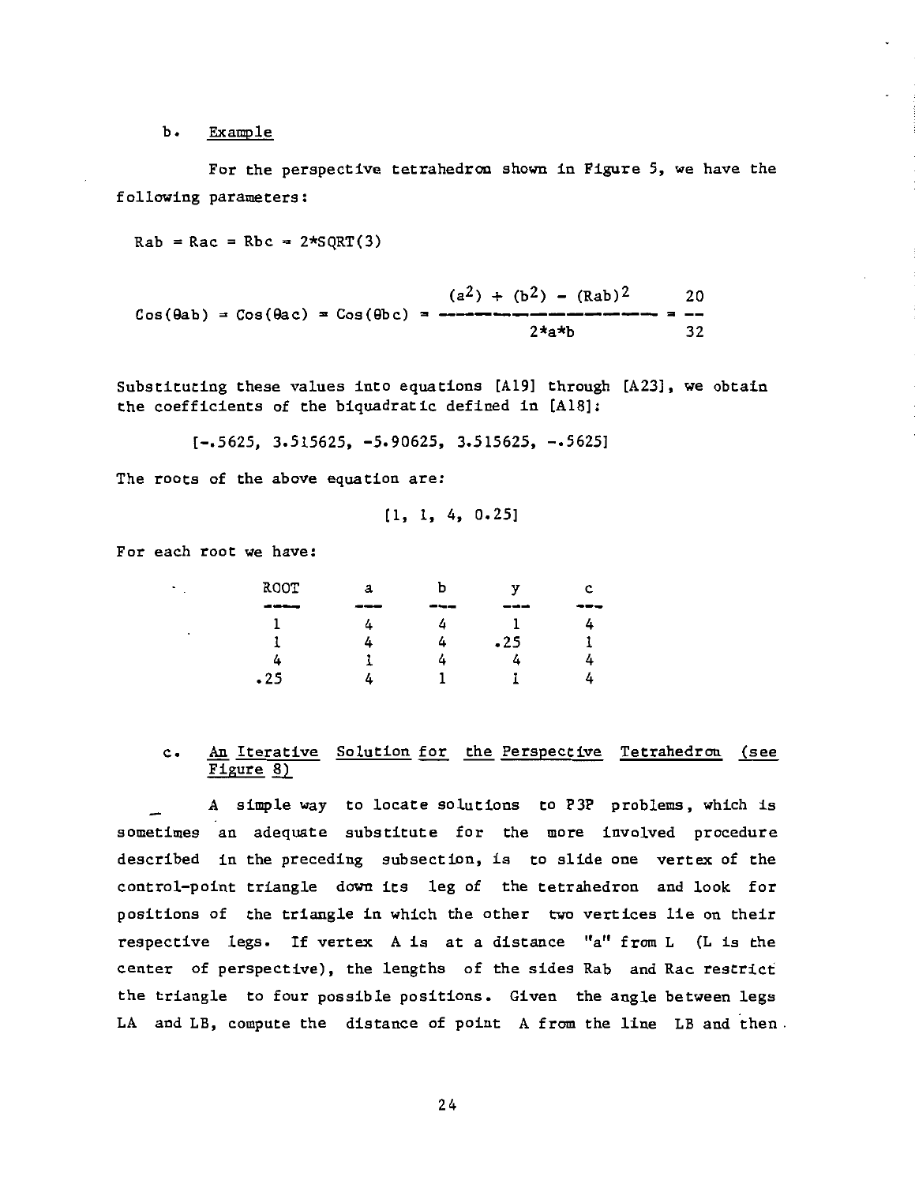b. <u>Example</u>

For the perspective tetrahedron shown in Figure 5, we have the following parameters:

Rab = Rac = Rbc = 2*SQRT(3)

$$\text{Cos}(\theta ab) = \text{Cos}(\theta ac) = \text{Cos}(\theta bc) = \frac{(a^2) + (b^2) - (Rab)^2}{2*a*b} = \frac{20}{32}$$

Substituting these values into equations [A19] through [A23], we obtain the coefficients of the biquadratic defined in [A18]:

[-.5625, 3.515625, -5.90625, 3.515625, -.5625]

The roots of the above equation are:

[1, 1, 4, 0.25]

For each root we have:

| ROOT | a | b | y | c |
|---|---|---|---|---|
| 1 | 4 | 4 | 1 | 4 |
| 1 | 4 | 4 | .25 | 1 |
| 4 | 1 | 4 | 4 | 4 |
| .25 | 4 | 1 | 1 | 4 |

c. <u>An Iterative Solution for the Perspective Tetrahedron (see Figure 8)</u>

A simple way to locate solutions to P3P problems, which is sometimes an adequate substitute for the more involved procedure described in the preceding subsection, is to slide one vertex of the control-point triangle down its leg of the tetrahedron and look for positions of the triangle in which the other two vertices lie on their respective legs. If vertex A is at a distance "a" from L (L is the center of perspective), the lengths of the sides Rab and Rac restrict the triangle to four possible positions. Given the angle between legs LA and LB, compute the distance of point A from the line LB and then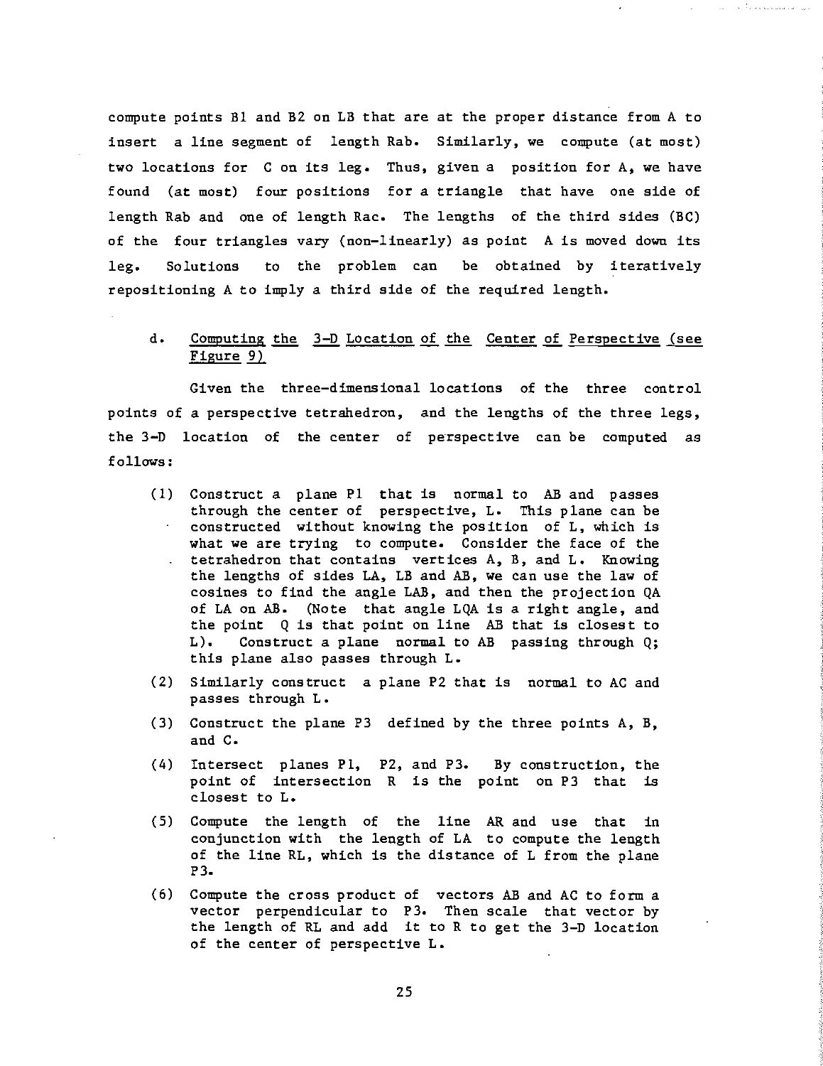compute points B1 and B2 on LB that are at the proper distance from A to insert a line segment of length Rab. Similarly, we compute (at most) two locations for C on its leg. Thus, given a position for A, we have found (at most) four positions for a triangle that have one side of length Rab and one of length Rac. The lengths of the third sides (BC) of the four triangles vary (non-linearly) as point A is moved down its leg. Solutions to the problem can be obtained by iteratively repositioning A to imply a third side of the required length.

### d. Computing the 3-D Location of the Center of Perspective (see Figure 9)

Given the three-dimensional locations of the three control points of a perspective tetrahedron, and the lengths of the three legs, the 3-D location of the center of perspective can be computed as follows:

(1) Construct a plane P1 that is normal to AB and passes through the center of perspective, L. This plane can be constructed without knowing the position of L, which is what we are trying to compute. Consider the face of the tetrahedron that contains vertices A, B, and L. Knowing the lengths of sides LA, LB and AB, we can use the law of cosines to find the angle LAB, and then the projection QA of LA on AB. (Note that angle LQA is a right angle, and the point Q is that point on line AB that is closest to L). Construct a plane normal to AB passing through Q; this plane also passes through L.

(2) Similarly construct a plane P2 that is normal to AC and passes through L.

(3) Construct the plane P3 defined by the three points A, B, and C.

(4) Intersect planes P1, P2, and P3. By construction, the point of intersection R is the point on P3 that is closest to L.

(5) Compute the length of the line AR and use that in conjunction with the length of LA to compute the length of the line RL, which is the distance of L from the plane P3.

(6) Compute the cross product of vectors AB and AC to form a vector perpendicular to P3. Then scale that vector by the length of RL and add it to R to get the 3-D location of the center of perspective L.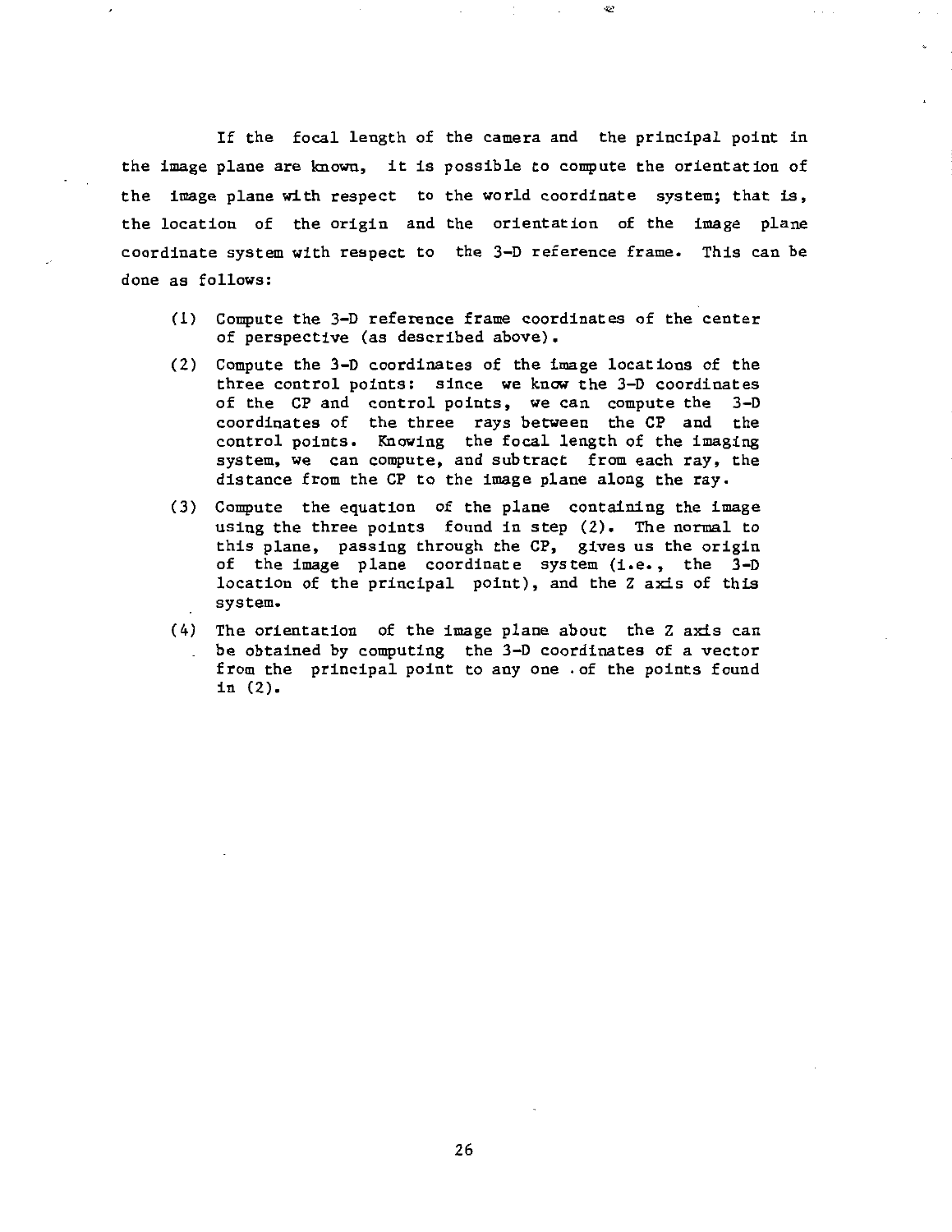If the focal length of the camera and the principal point in the image plane are known, it is possible to compute the orientation of the image plane with respect to the world coordinate system; that is, the location of the origin and the orientation of the image plane coordinate system with respect to the 3-D reference frame. This can be done as follows:

(1) Compute the 3-D reference frame coordinates of the center of perspective (as described above).

(2) Compute the 3-D coordinates of the image locations of the three control points: since we know the 3-D coordinates of the CP and control points, we can compute the 3-D coordinates of the three rays between the CP and the control points. Knowing the focal length of the imaging system, we can compute, and subtract from each ray, the distance from the CP to the image plane along the ray.

(3) Compute the equation of the plane containing the image using the three points found in step (2). The normal to this plane, passing through the CP, gives us the origin of the image plane coordinate system (i.e., the 3-D location of the principal point), and the Z axis of this system.

(4) The orientation of the image plane about the Z axis can be obtained by computing the 3-D coordinates of a vector from the principal point to any one of the points found in (2).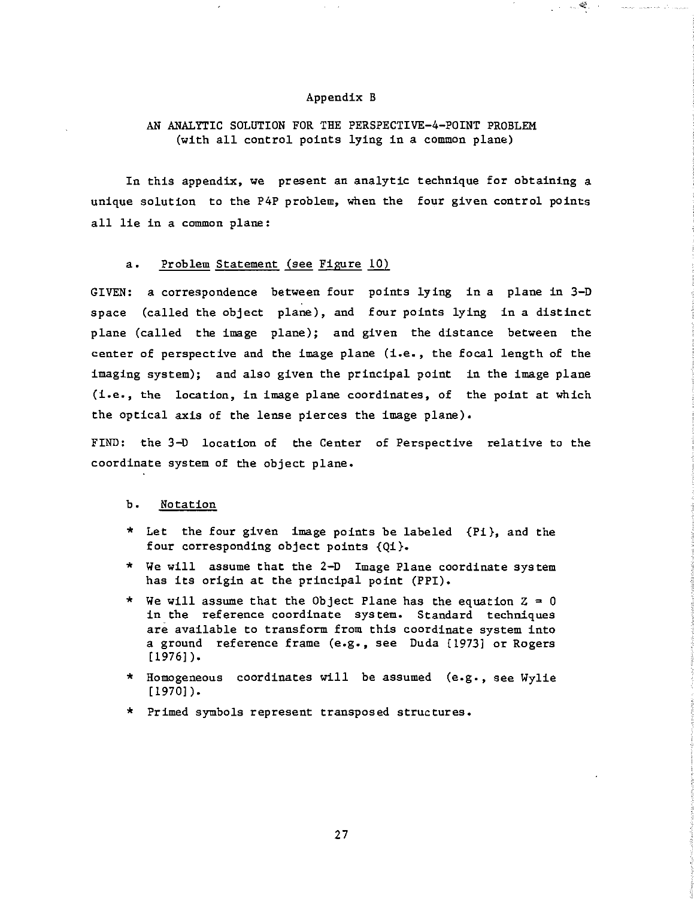# Appendix B

## AN ANALYTIC SOLUTION FOR THE PERSPECTIVE-4-POINT PROBLEM (with all control points lying in a common plane)

In this appendix, we present an analytic technique for obtaining a unique solution to the P4P problem, when the four given control points all lie in a common plane:

### a. Problem Statement (see Figure 10)

GIVEN: a correspondence between four points lying in a plane in 3-D space (called the object plane), and four points lying in a distinct plane (called the image plane); and given the distance between the center of perspective and the image plane (i.e., the focal length of the imaging system); and also given the principal point in the image plane (i.e., the location, in image plane coordinates, of the point at which the optical axis of the lense pierces the image plane).

FIND: the 3-D location of the Center of Perspective relative to the coordinate system of the object plane.

### b. Notation

* Let the four given image points be labeled {Pi}, and the four corresponding object points {Qi}.
* We will assume that the 2-D Image Plane coordinate system has its origin at the principal point (PPI).
* We will assume that the Object Plane has the equation $Z = 0$ in the reference coordinate system. Standard techniques are available to transform from this coordinate system into a ground reference frame (e.g., see Duda [1973] or Rogers [1976]).
* Homogeneous coordinates will be assumed (e.g., see Wylie [1970]).
* Primed symbols represent transposed structures.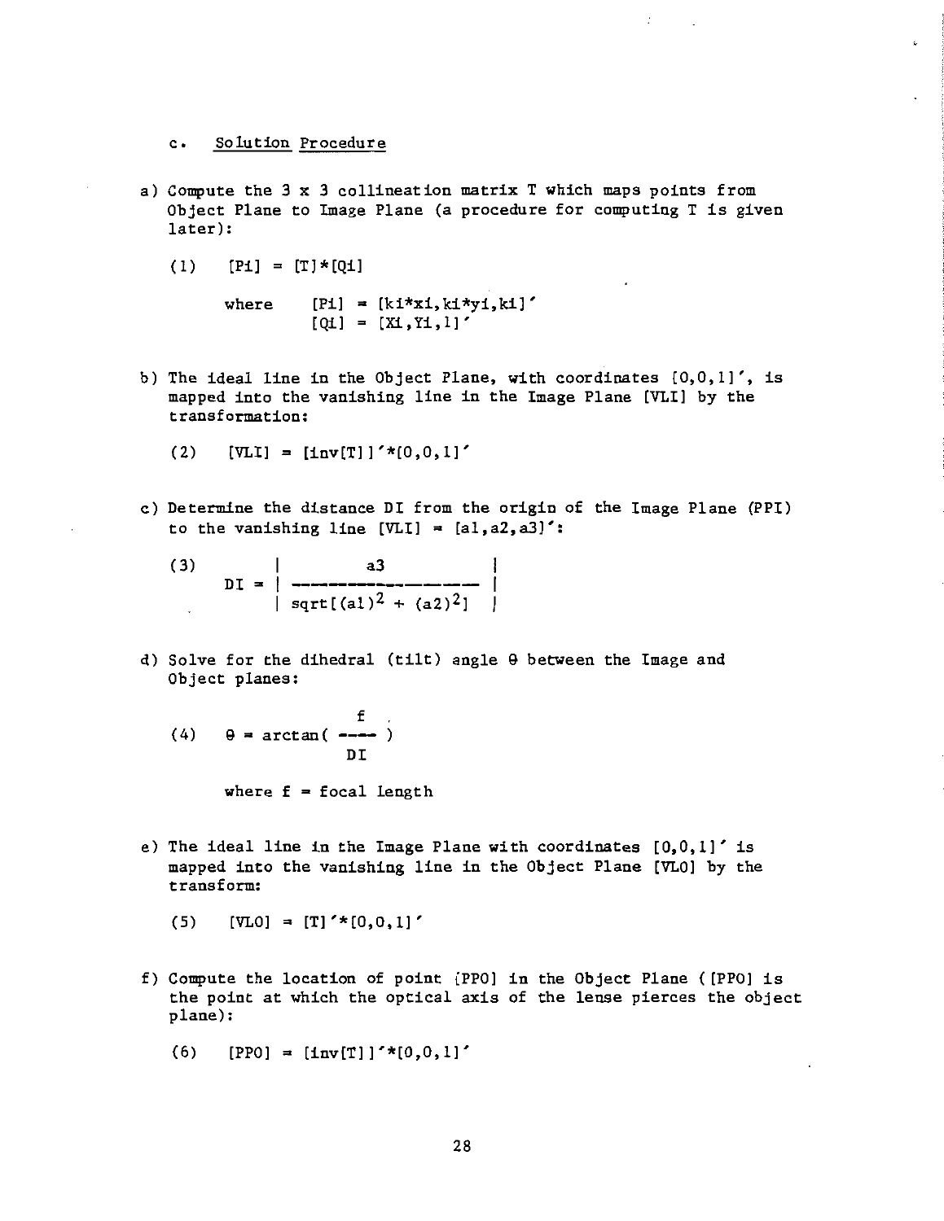c. <u>Solution Procedure</u>

a) Compute the 3 x 3 collineation matrix T which maps points from Object Plane to Image Plane (a procedure for computing T is given later):

(1) $[Pi] = [T]*[Qi]$

where $[Pi] = [ki*xi, ki*yi, ki]'$
$[Qi] = [Xi, Yi, 1]'$

b) The ideal line in the Object Plane, with coordinates [0,0,1]', is mapped into the vanishing line in the Image Plane [VLI] by the transformation:

(2) $[VLI] = [inv[T]]'*[0,0,1]'$

c) Determine the distance DI from the origin of the Image Plane (PPI) to the vanishing line [VLI] = [a1,a2,a3]':

(3) $$DI = \left| \frac{a3}{\text{sqrt}[(a1)^2 + (a2)^2]} \right|$$

d) Solve for the dihedral (tilt) angle θ between the Image and Object planes:

(4) $$\theta = \arctan\left( \frac{f}{DI} \right)$$

where f = focal length

e) The ideal line in the Image Plane with coordinates [0,0,1]' is mapped into the vanishing line in the Object Plane [VLO] by the transform:

(5) $[VLO] = [T]'*[0,0,1]'$

f) Compute the location of point [PPO] in the Object Plane ( [PPO] is the point at which the optical axis of the lense pierces the object plane):

(6) $[PPO] = [inv[T]]'*[0,0,1]'$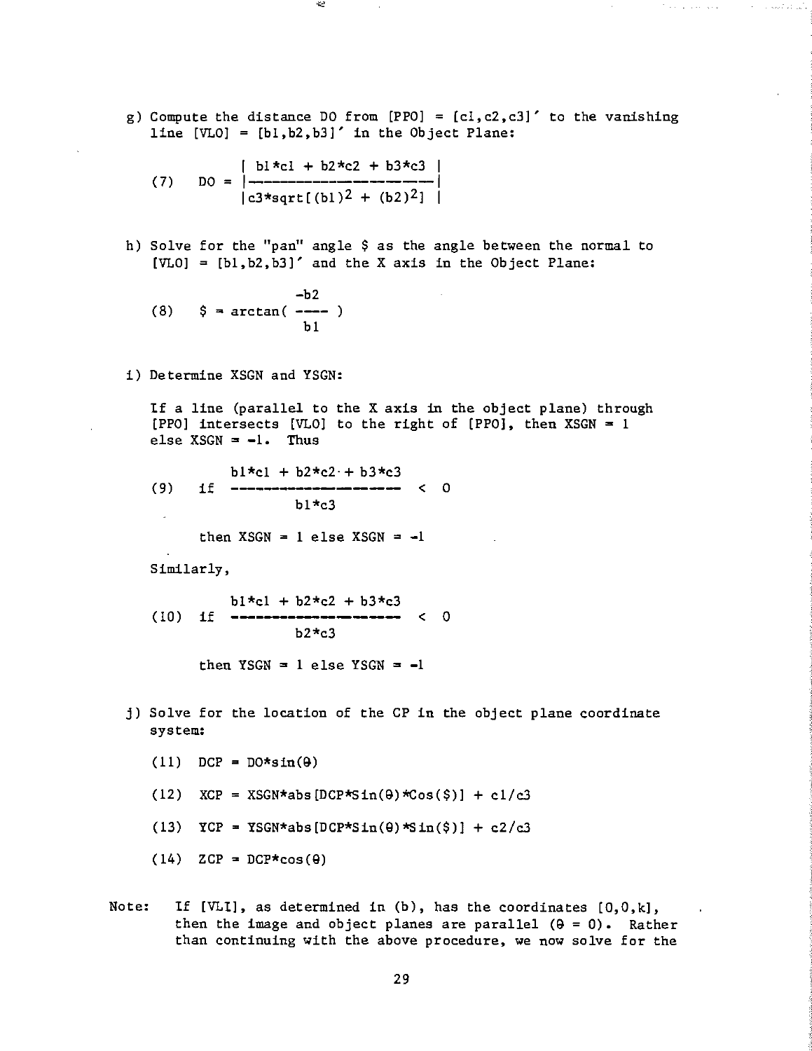g) Compute the distance DO from [PPO] = [c1,c2,c3]′ to the vanishing line [VLO] = [b1,b2,b3]′ in the Object Plane:

$$(7) \quad DO = \left| \frac{b1*c1 + b2*c2 + b3*c3}{c3*\text{sqrt}[(b1)^2 + (b2)^2]} \right|$$

h) Solve for the "pan" angle \$ as the angle between the normal to [VLO] = [b1,b2,b3]′ and the X axis in the Object Plane:

$$(8) \quad \$ = \arctan\left( \frac{-b2}{b1} \right)$$

i) Determine XSGN and YSGN:

If a line (parallel to the X axis in the object plane) through [PPO] intersects [VLO] to the right of [PPO], then XSGN = 1 else XSGN = -1. Thus

$$(9) \quad \text{if} \quad \frac{b1*c1 + b2*c2 + b3*c3}{b1*c3} < 0$$

then XSGN = 1 else XSGN = -1

Similarly,

$$(10) \quad \text{if} \quad \frac{b1*c1 + b2*c2 + b3*c3}{b2*c3} < 0$$

then YSGN = 1 else YSGN = -1

j) Solve for the location of the CP in the object plane coordinate system:

$$(11) \quad DCP = DO*\sin(\theta)$$

$$(12) \quad XCP = XSGN*\text{abs}[DCP*\text{Sin}(\theta)*\text{Cos}(\$)] + c1/c3$$

$$(13) \quad YCP = YSGN*\text{abs}[DCP*\text{Sin}(\theta)*\text{Sin}(\$)] + c2/c3$$

$$(14) \quad ZCP = DCP*\cos(\theta)$$

Note: If [VLI], as determined in (b), has the coordinates [0,0,k], then the image and object planes are parallel ($\theta = 0$). Rather than continuing with the above procedure, we now solve for the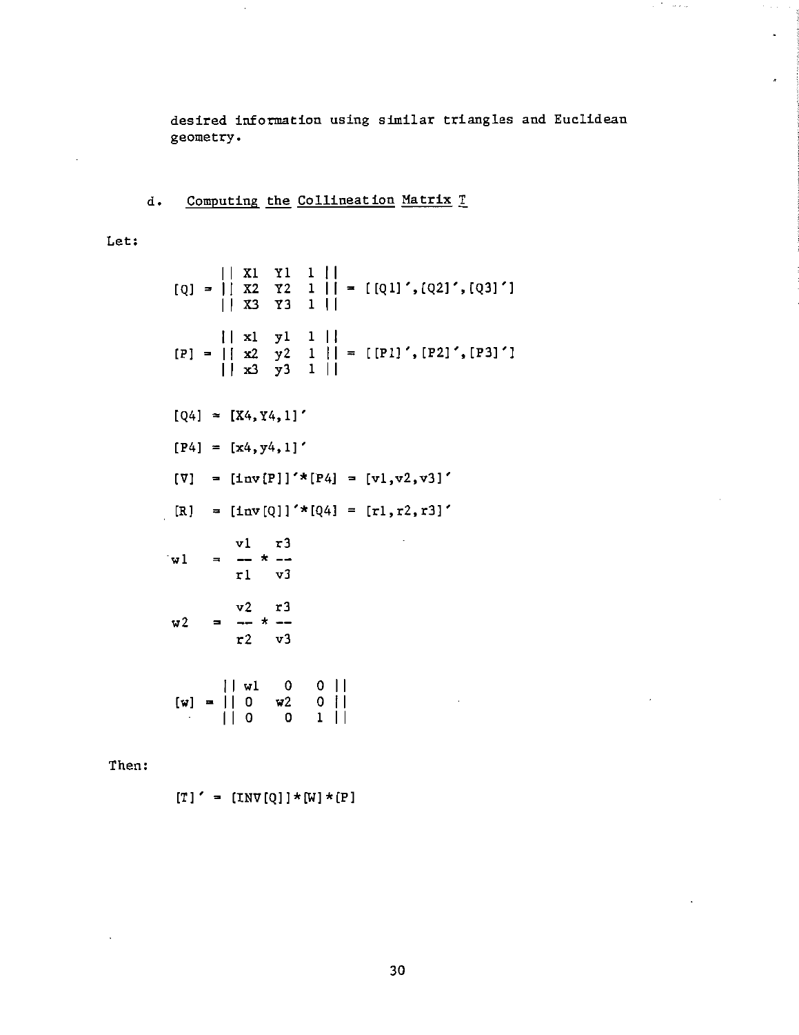desired information using similar triangles and Euclidean geometry.

#### d. Computing the Collineation Matrix $T$

Let:

$$[Q] = \begin{Vmatrix} X1 & Y1 & 1 \\ X2 & Y2 & 1 \\ X3 & Y3 & 1 \end{Vmatrix} = [[Q1]',[Q2]',[Q3]']$$

$$[P] = \begin{Vmatrix} x1 & y1 & 1 \\ x2 & y2 & 1 \\ x3 & y3 & 1 \end{Vmatrix} = [[P1]',[P2]',[P3]']$$

$$[Q4] = [X4,Y4,1]'$$

$$[P4] = [x4,y4,1]'$$

$$[V] = [inv[P]]'*[P4] = [v1,v2,v3]'$$

$$[R] = [inv[Q]]'*[Q4] = [r1,r2,r3]'$$

$$w1 = \frac{v1}{r1} * \frac{r3}{v3}$$

$$w2 = \frac{v2}{r2} * \frac{r3}{v3}$$

$$[w] = \begin{Vmatrix} w1 & 0 & 0 \\ 0 & w2 & 0 \\ 0 & 0 & 1 \end{Vmatrix}$$

Then:

$$[T]' = [INV[Q]]*[W]*[P]$$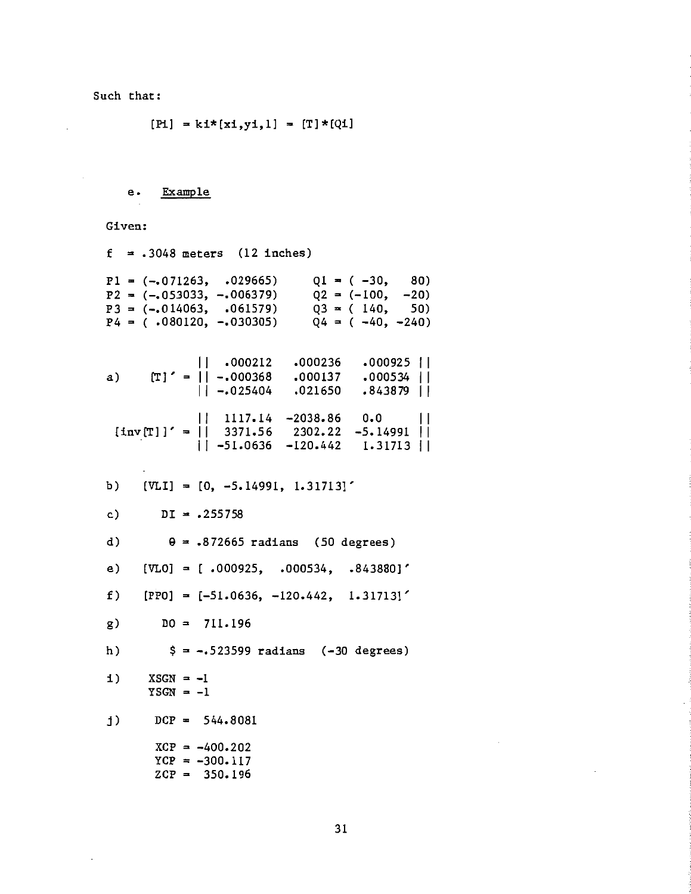Such that:

$$[Pi] = ki*[xi,yi,1] = [T]*[Qi]$$

### e. Example

Given:

f = .3048 meters (12 inches)

| | |
|---|---|
| P1 = (-.071263, .029665) | Q1 = ( -30, 80) |
| P2 = (-.053033, -.006379) | Q2 = (-100, -20) |
| P3 = (-.014063, .061579) | Q3 = ( 140, 50) |
| P4 = ( .080120, -.030305) | Q4 = ( -40, -240) |

a)

$$[T]' = \begin{Vmatrix} .000212 & .000236 & .000925 \\ -.000368 & .000137 & .000534 \\ -.025404 & .021650 & .843879 \end{Vmatrix}$$

$$[inv[T]]' = \begin{Vmatrix} 1117.14 & -2038.86 & 0.0 \\ 3371.56 & 2302.22 & -5.14991 \\ -51.0636 & -120.442 & 1.31713 \end{Vmatrix}$$

b) [VLI] = [0, -5.14991, 1.31713]'

c) DI = .255758

d) $\theta$ = .872665 radians (50 degrees)

e) [VLO] = [ .000925, .000534, .843880]'

f) [PPO] = [-51.0636, -120.442, 1.31713]'

g) DO = 711.196

h) $ = -.523599 radians (-30 degrees)

i) XSGN = -1
YSGN = -1

j) DCP = 544.8081

XCP = -400.202
YCP = -300.117
ZCP = 350.196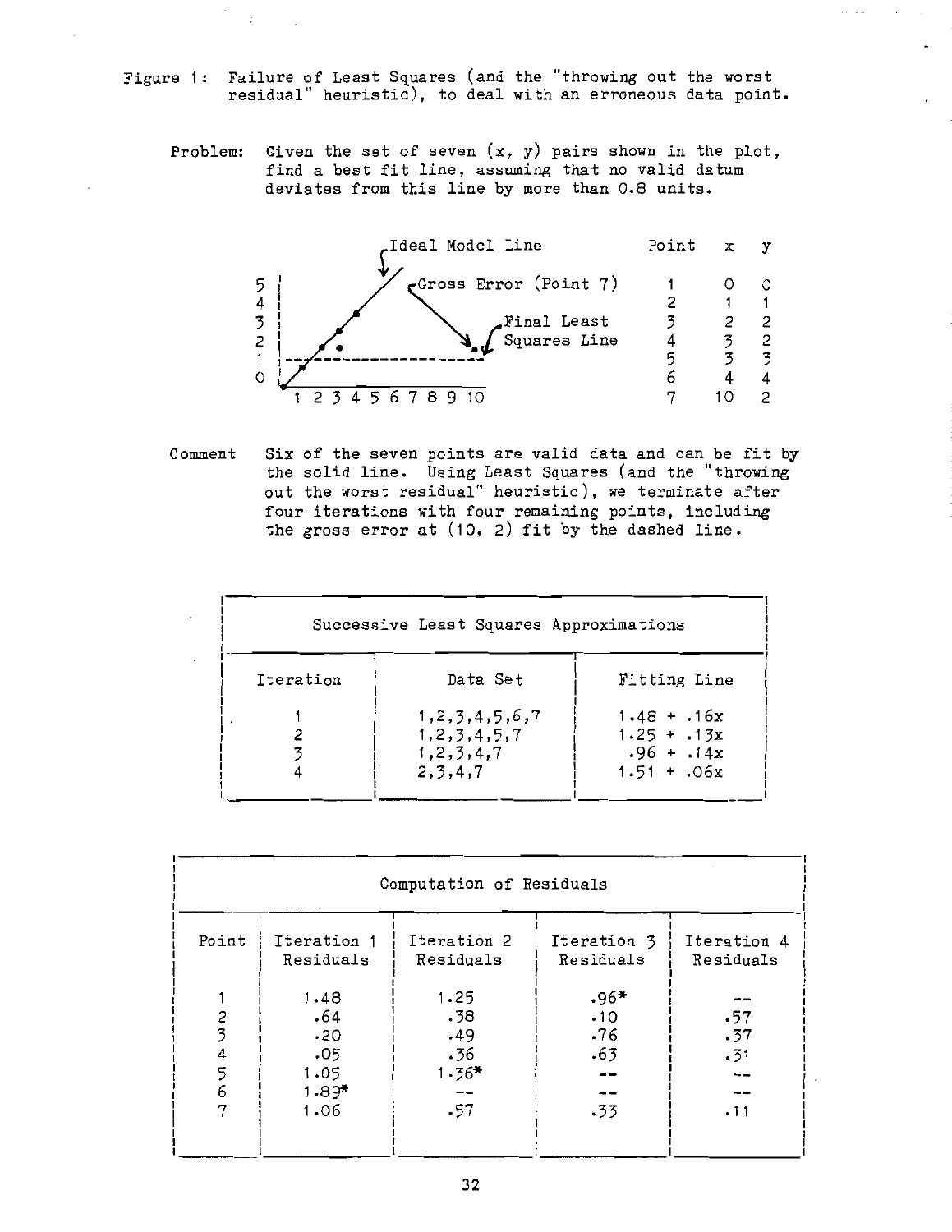Figure 1: Failure of Least Squares (and the "throwing out the worst residual" heuristic), to deal with an erroneous data point.

Problem: Given the set of seven (x, y) pairs shown in the plot, find a best fit line, assuming that no valid datum deviates from this line by more than 0.8 units.

| Point | x | y |
|---|---|---|
| 1 | 0 | 0 |
| 2 | 1 | 1 |
| 3 | 2 | 2 |
| 4 | 3 | 2 |
| 5 | 3 | 3 |
| 6 | 4 | 4 |
| 7 | 10 | 2 |

Comment: Six of the seven points are valid data and can be fit by the solid line. Using Least Squares (and the "throwing out the worst residual" heuristic), we terminate after four iterations with four remaining points, including the gross error at (10, 2) fit by the dashed line.

**Successive Least Squares Approximations**

| Iteration | Data Set | Fitting Line |
|---|---|---|
| 1 | 1,2,3,4,5,6,7 | 1.48 + .16x |
| 2 | 1,2,3,4,5,7 | 1.25 + .13x |
| 3 | 1,2,3,4,7 | .96 + .14x |
| 4 | 2,3,4,7 | 1.51 + .06x |

**Computation of Residuals**

| Point | Iteration 1 Residuals | Iteration 2 Residuals | Iteration 3 Residuals | Iteration 4 Residuals |
|---|---|---|---|---|
| 1 | 1.48 | 1.25 | .96* | -- |
| 2 | .64 | .38 | .10 | .57 |
| 3 | .20 | .49 | .76 | .37 |
| 4 | .05 | .36 | .63 | .31 |
| 5 | 1.05 | 1.36* | -- | -- |
| 6 | 1.89* | -- | -- | -- |
| 7 | 1.06 | .57 | .33 | .11 |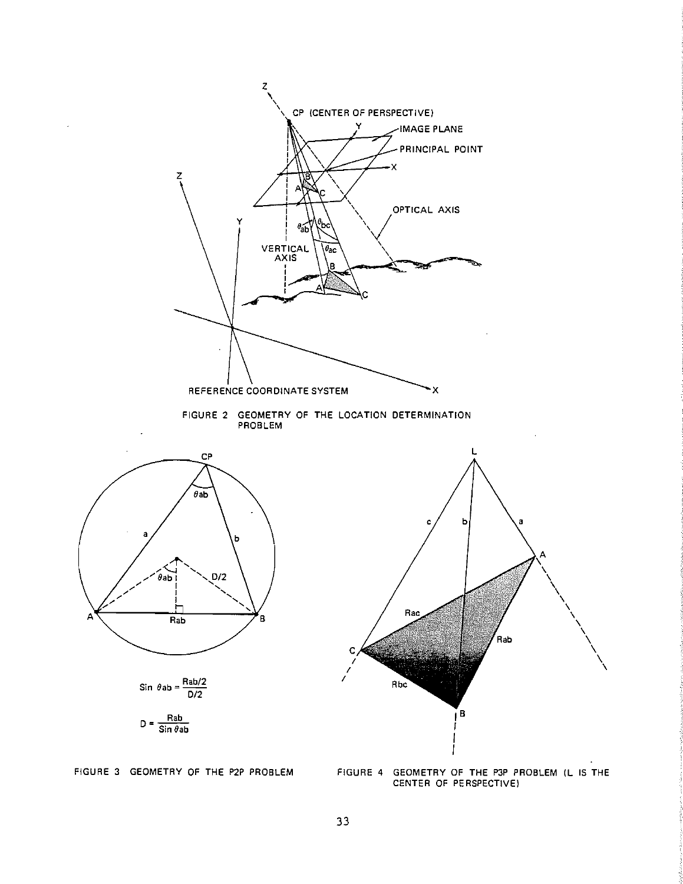FIGURE 2 GEOMETRY OF THE LOCATION DETERMINATION PROBLEM

$$\sin \theta ab = \frac{Rab/2}{D/2}$$

$$D = \frac{Rab}{\sin \theta ab}$$

FIGURE 3 GEOMETRY OF THE P2P PROBLEM

FIGURE 4 GEOMETRY OF THE P3P PROBLEM (L IS THE CENTER OF PERSPECTIVE)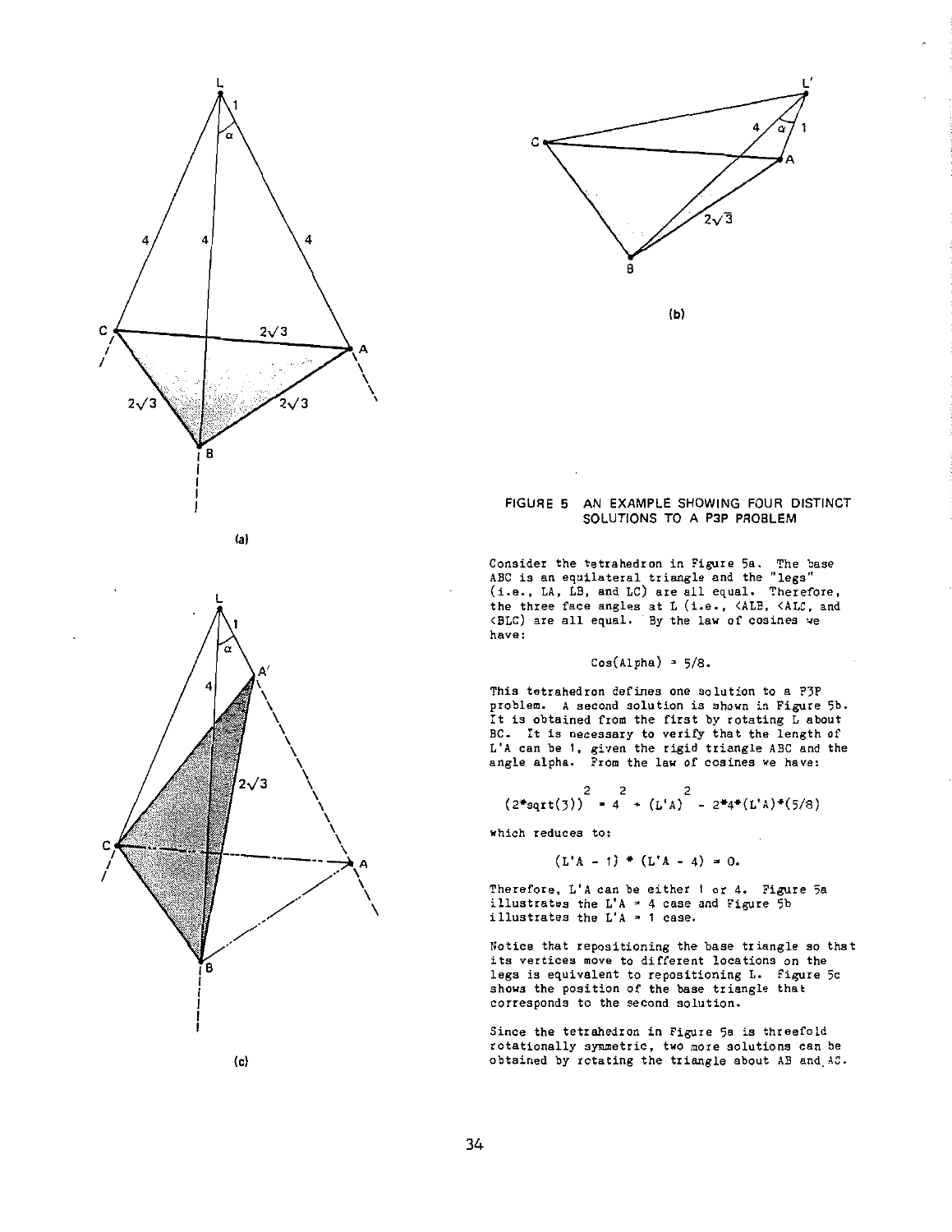FIGURE 5 AN EXAMPLE SHOWING FOUR DISTINCT SOLUTIONS TO A P3P PROBLEM

Consider the tetrahedron in Figure 5a. The base ABC is an equilateral triangle and the "legs" (i.e., LA, LB, and LC) are all equal. Therefore, the three face angles at L (i.e., <ALB, <ALC, and <BLC) are all equal. By the law of cosines we have:

$$\text{Cos(Alpha)} = 5/8.$$

This tetrahedron defines one solution to a P3P problem. A second solution is shown in Figure 5b. It is obtained from the first by rotating L about BC. It is necessary to verify that the length of L'A can be 1, given the rigid triangle ABC and the angle alpha. From the law of cosines we have:

$$(2*\text{sqrt}(3))^2 = 4^2 + (L'A)^2 - 2*4*(L'A)*(5/8)$$

which reduces to:

$$(L'A - 1) * (L'A - 4) = 0.$$

Therefore, L'A can be either 1 or 4. Figure 5a illustrates the L'A = 4 case and Figure 5b illustrates the L'A = 1 case.

Notice that repositioning the base triangle so that its vertices move to different locations on the legs is equivalent to repositioning L. Figure 5c shows the position of the base triangle that corresponds to the second solution.

Since the tetrahedron in Figure 5a is threefold rotationally symmetric, two more solutions can be obtained by rotating the triangle about AB and AC.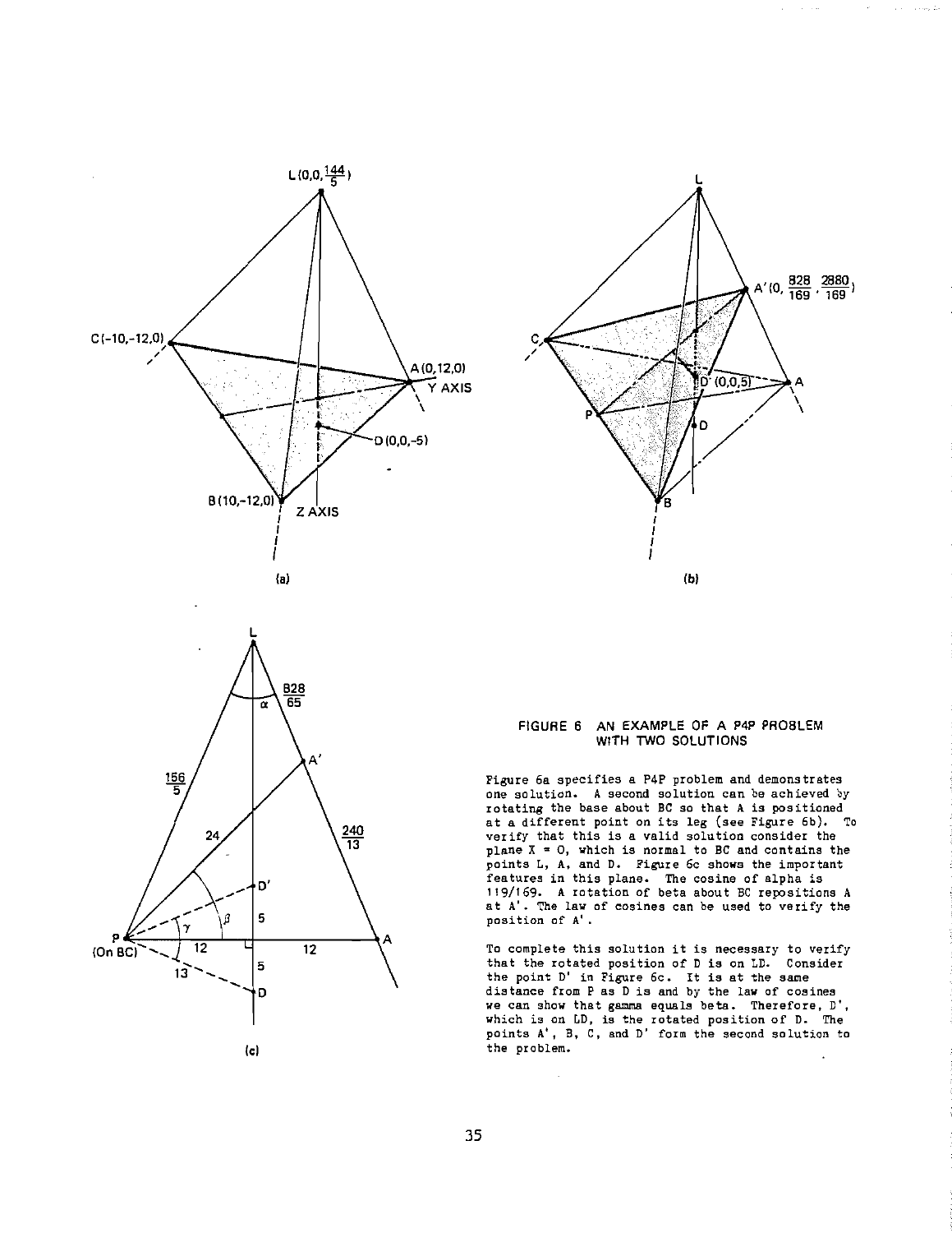FIGURE 6 AN EXAMPLE OF A P4P PROBLEM WITH TWO SOLUTIONS

Figure 6a specifies a P4P problem and demonstrates one solution. A second solution can be achieved by rotating the base about BC so that A is positioned at a different point on its leg (see Figure 6b). To verify that this is a valid solution consider the plane X = 0, which is normal to BC and contains the points L, A, and D. Figure 6c shows the important features in this plane. The cosine of alpha is 119/169. A rotation of beta about BC repositions A at A'. The law of cosines can be used to verify the position of A'.

To complete this solution it is necessary to verify that the rotated position of D is on LD. Consider the point D' in Figure 6c. It is at the same distance from P as D is and by the law of cosines we can show that gamma equals beta. Therefore, D', which is on LD, is the rotated position of D. The points A', B, C, and D' form the second solution to the problem.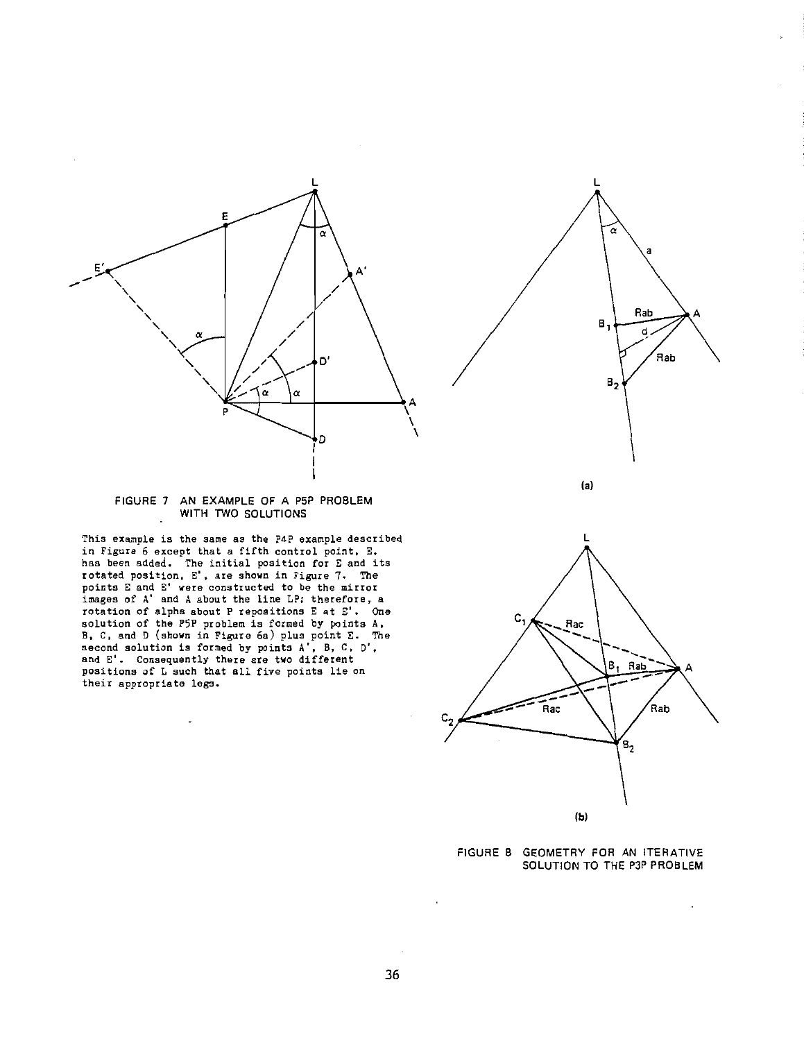FIGURE 7 AN EXAMPLE OF A P5P PROBLEM WITH TWO SOLUTIONS

This example is the same as the P4P example described in Figure 6 except that a fifth control point, E, has been added. The initial position for E and its rotated position, E', are shown in Figure 7. The points E and E' were constructed to be the mirror images of A' and A about the line LP; therefore, a rotation of alpha about P repositions E at E'. One solution of the P5P problem is formed by points A, B, C, and D (shown in Figure 6a) plus point E. The second solution is formed by points A', B, C, D', and E'. Consequently there are two different positions of L such that all five points lie on their appropriate legs.

(a)

(b)

FIGURE 8 GEOMETRY FOR AN ITERATIVE SOLUTION TO THE P3P PROBLEM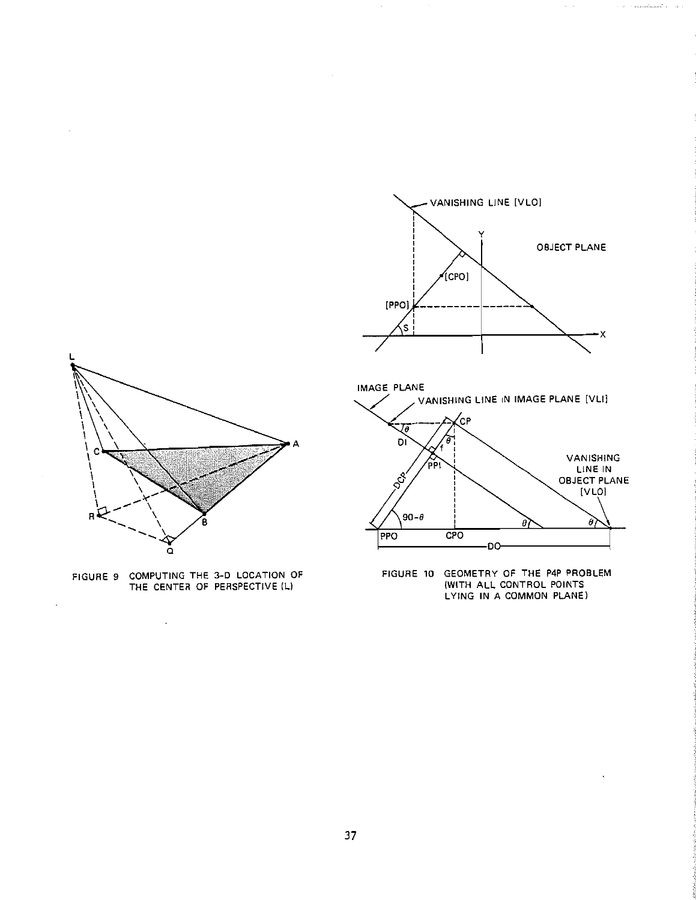FIGURE 9 COMPUTING THE 3-D LOCATION OF THE CENTER OF PERSPECTIVE (L)

FIGURE 10 GEOMETRY OF THE P4P PROBLEM (WITH ALL CONTROL POINTS LYING IN A COMMON PLANE)